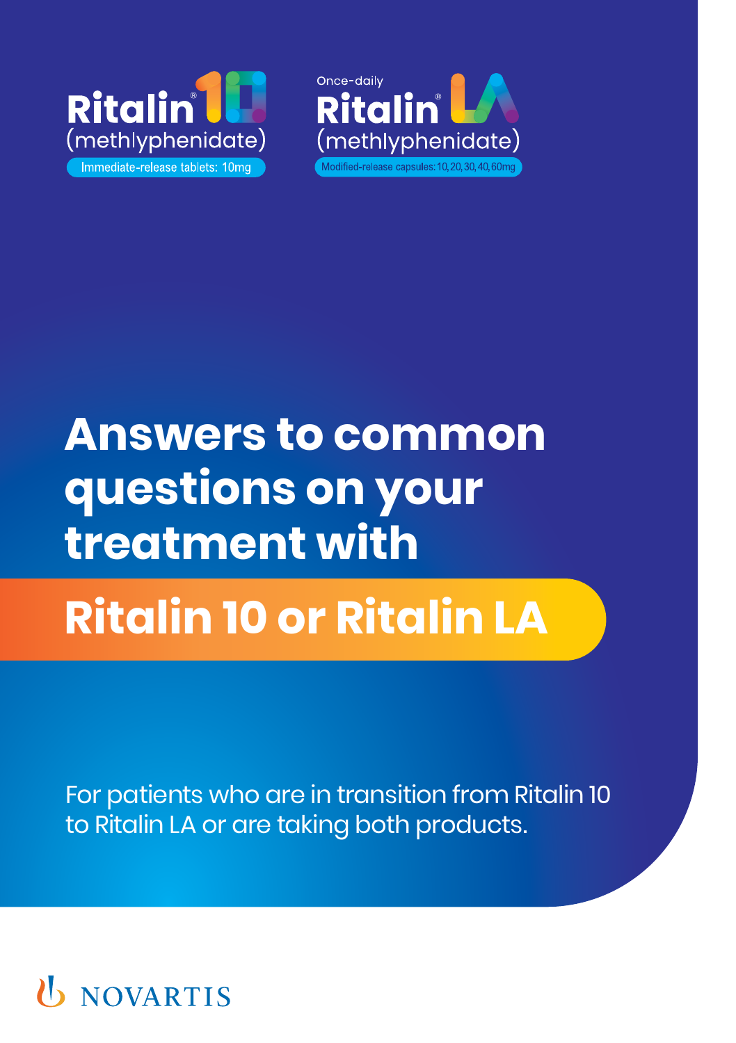Ritalin® 10
(methlyphenidate)
Immediate-release tablets: 10mg

Once-daily
Ritalin® LA
(methlyphenidate)
Modified-release capsules: 10, 20, 30, 40, 60mg

# Answers to common questions on your treatment with

# Ritalin 10 or Ritalin LA

For patients who are in transition from Ritalin 10 to Ritalin LA or are taking both products.

NOVARTIS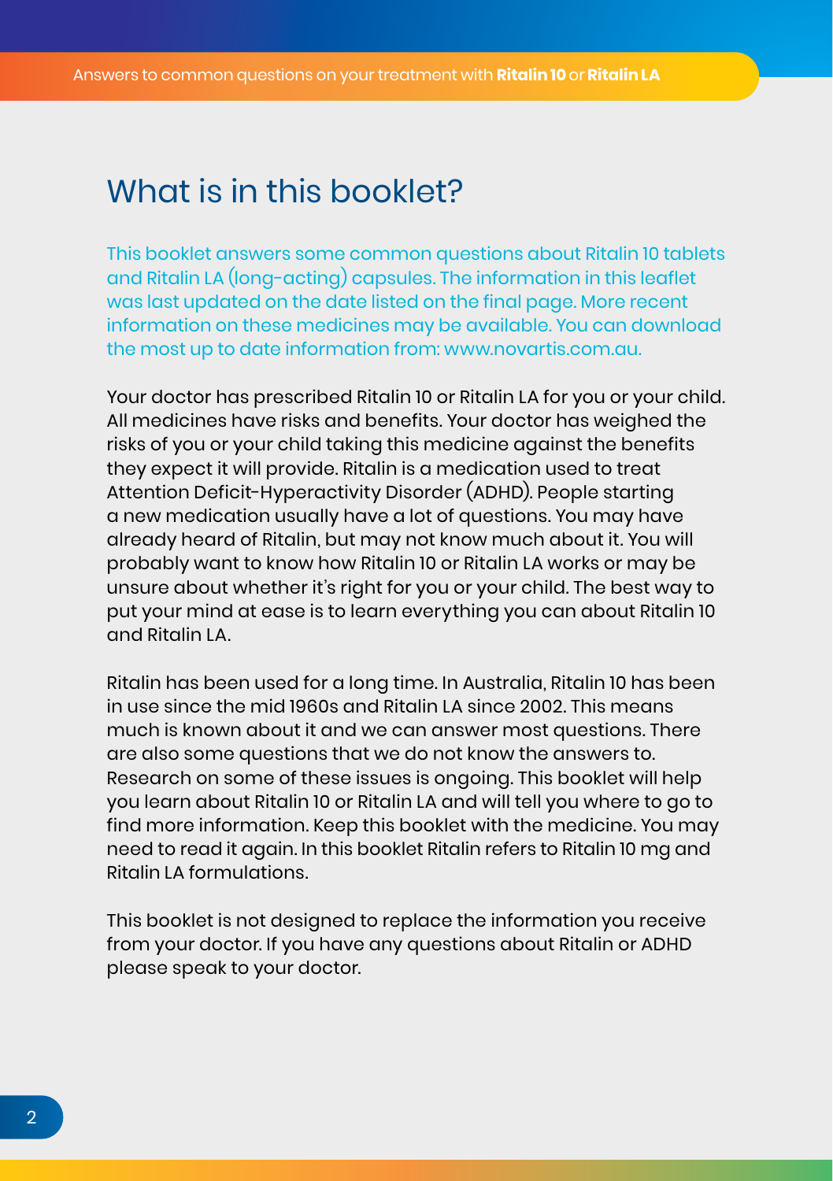# What is in this booklet?

This booklet answers some common questions about Ritalin 10 tablets and Ritalin LA (long-acting) capsules. The information in this leaflet was last updated on the date listed on the final page. More recent information on these medicines may be available. You can download the most up to date information from: www.novartis.com.au.

Your doctor has prescribed Ritalin 10 or Ritalin LA for you or your child. All medicines have risks and benefits. Your doctor has weighed the risks of you or your child taking this medicine against the benefits they expect it will provide. Ritalin is a medication used to treat Attention Deficit-Hyperactivity Disorder (ADHD). People starting a new medication usually have a lot of questions. You may have already heard of Ritalin, but may not know much about it. You will probably want to know how Ritalin 10 or Ritalin LA works or may be unsure about whether it's right for you or your child. The best way to put your mind at ease is to learn everything you can about Ritalin 10 and Ritalin LA.

Ritalin has been used for a long time. In Australia, Ritalin 10 has been in use since the mid 1960s and Ritalin LA since 2002. This means much is known about it and we can answer most questions. There are also some questions that we do not know the answers to. Research on some of these issues is ongoing. This booklet will help you learn about Ritalin 10 or Ritalin LA and will tell you where to go to find more information. Keep this booklet with the medicine. You may need to read it again. In this booklet Ritalin refers to Ritalin 10 mg and Ritalin LA formulations.

This booklet is not designed to replace the information you receive from your doctor. If you have any questions about Ritalin or ADHD please speak to your doctor.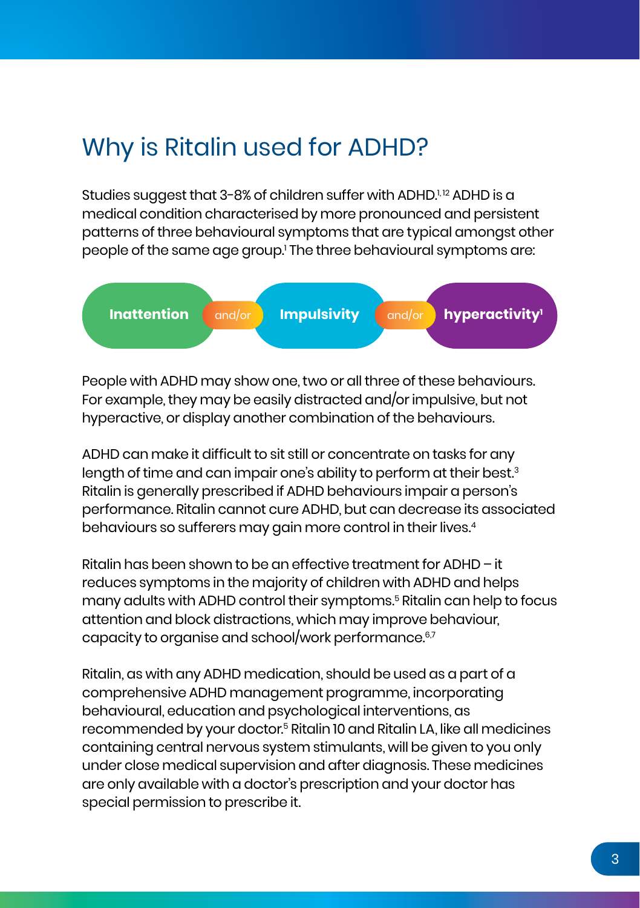## Why is Ritalin used for ADHD?

Studies suggest that 3-8% of children suffer with ADHD.[1,12] ADHD is a medical condition characterised by more pronounced and persistent patterns of three behavioural symptoms that are typical amongst other people of the same age group.[1] The three behavioural symptoms are:

**Inattention** and/or **Impulsivity** and/or **hyperactivity**[1]

People with ADHD may show one, two or all three of these behaviours. For example, they may be easily distracted and/or impulsive, but not hyperactive, or display another combination of the behaviours.

ADHD can make it difficult to sit still or concentrate on tasks for any length of time and can impair one's ability to perform at their best.[3] Ritalin is generally prescribed if ADHD behaviours impair a person's performance. Ritalin cannot cure ADHD, but can decrease its associated behaviours so sufferers may gain more control in their lives.[4]

Ritalin has been shown to be an effective treatment for ADHD – it reduces symptoms in the majority of children with ADHD and helps many adults with ADHD control their symptoms.[5] Ritalin can help to focus attention and block distractions, which may improve behaviour, capacity to organise and school/work performance.[6,7]

Ritalin, as with any ADHD medication, should be used as a part of a comprehensive ADHD management programme, incorporating behavioural, education and psychological interventions, as recommended by your doctor.[5] Ritalin 10 and Ritalin LA, like all medicines containing central nervous system stimulants, will be given to you only under close medical supervision and after diagnosis. These medicines are only available with a doctor's prescription and your doctor has special permission to prescribe it.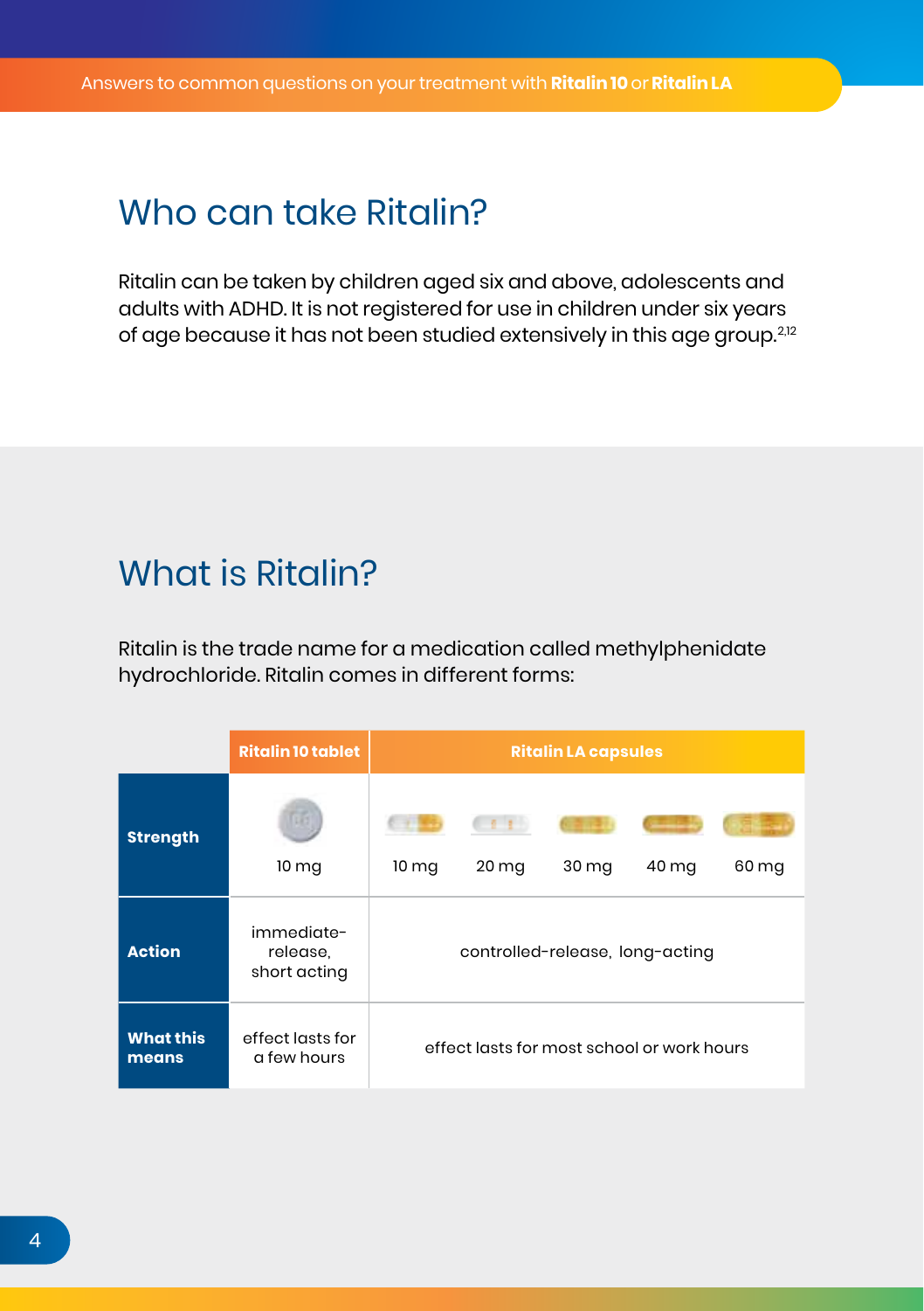## Who can take Ritalin?

Ritalin can be taken by children aged six and above, adolescents and adults with ADHD. It is not registered for use in children under six years of age because it has not been studied extensively in this age group.[2,12]

## What is Ritalin?

Ritalin is the trade name for a medication called methylphenidate hydrochloride. Ritalin comes in different forms:

| | Ritalin 10 tablet | Ritalin LA capsules | | | | |
|---|---|---|---|---|---|---|
| **Strength** | 10 mg | 10 mg | 20 mg | 30 mg | 40 mg | 60 mg |
| **Action** | immediate-release, short acting | controlled-release, long-acting | | | | |
| **What this means** | effect lasts for a few hours | effect lasts for most school or work hours | | | | |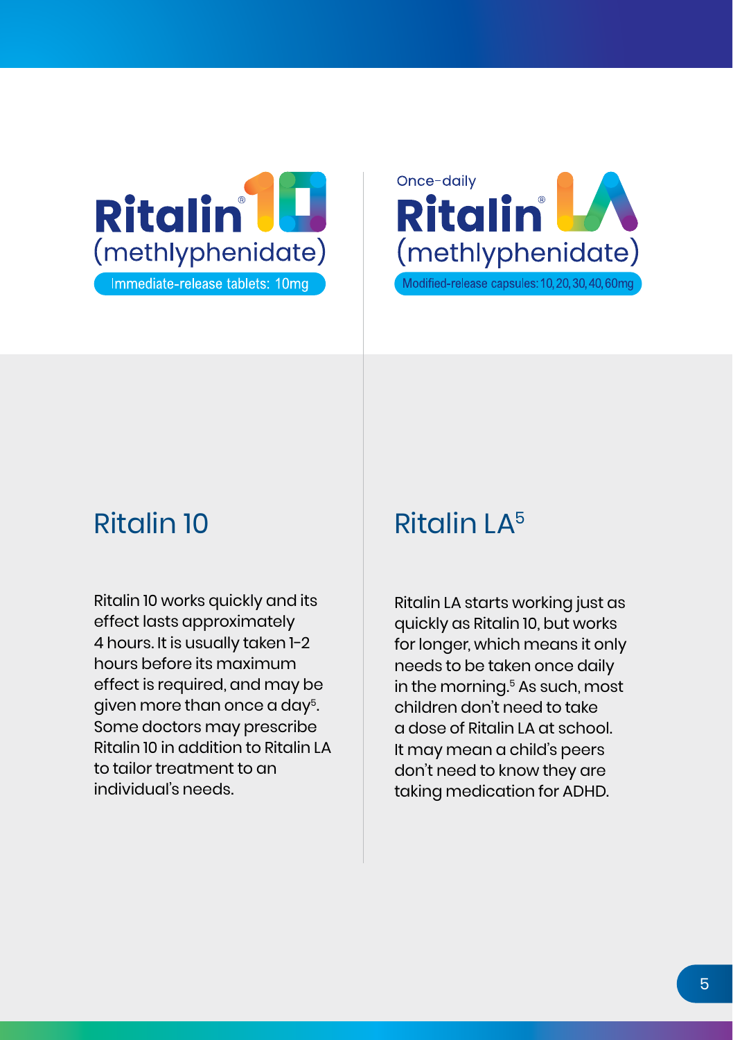Ritalin® 10
(methlyphenidate)
Immediate-release tablets: 10mg

Once-daily
Ritalin® LA
(methlyphenidate)
Modified-release capsules: 10, 20, 30, 40, 60mg

## Ritalin 10

Ritalin 10 works quickly and its effect lasts approximately 4 hours. It is usually taken 1-2 hours before its maximum effect is required, and may be given more than once a day[5]. Some doctors may prescribe Ritalin 10 in addition to Ritalin LA to tailor treatment to an individual's needs.

## Ritalin LA[5]

Ritalin LA starts working just as quickly as Ritalin 10, but works for longer, which means it only needs to be taken once daily in the morning.[5] As such, most children don't need to take a dose of Ritalin LA at school. It may mean a child's peers don't need to know they are taking medication for ADHD.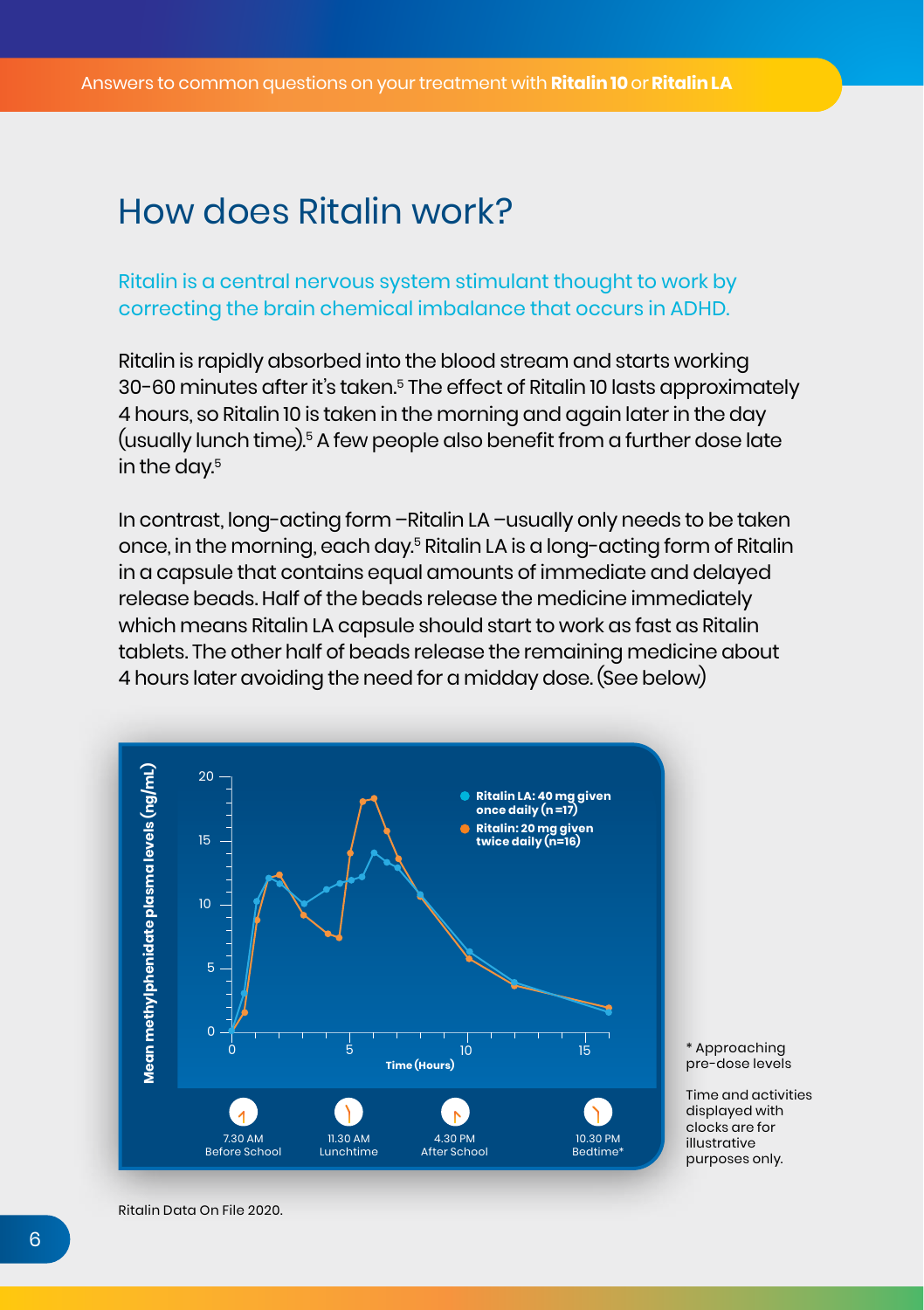## How does Ritalin work?

Ritalin is a central nervous system stimulant thought to work by correcting the brain chemical imbalance that occurs in ADHD.

Ritalin is rapidly absorbed into the blood stream and starts working 30-60 minutes after it's taken.[5] The effect of Ritalin 10 lasts approximately 4 hours, so Ritalin 10 is taken in the morning and again later in the day (usually lunch time).[5] A few people also benefit from a further dose late in the day.[5]

In contrast, long-acting form –Ritalin LA –usually only needs to be taken once, in the morning, each day.[5] Ritalin LA is a long-acting form of Ritalin in a capsule that contains equal amounts of immediate and delayed release beads. Half of the beads release the medicine immediately which means Ritalin LA capsule should start to work as fast as Ritalin tablets. The other half of beads release the remaining medicine about 4 hours later avoiding the need for a midday dose. (See below)

Mean methylphenidate plasma levels (ng/mL)

- Ritalin LA: 40 mg given once daily (n =17)
- Ritalin: 20 mg given twice daily (n=16)

Time (Hours)

| 7.30 AM | 11.30 AM | 4.30 PM | 10.30 PM |
|---|---|---|---|
| Before School | Lunchtime | After School | Bedtime* |

\* Approaching pre-dose levels

Time and activities displayed with clocks are for illustrative purposes only.

Ritalin Data On File 2020.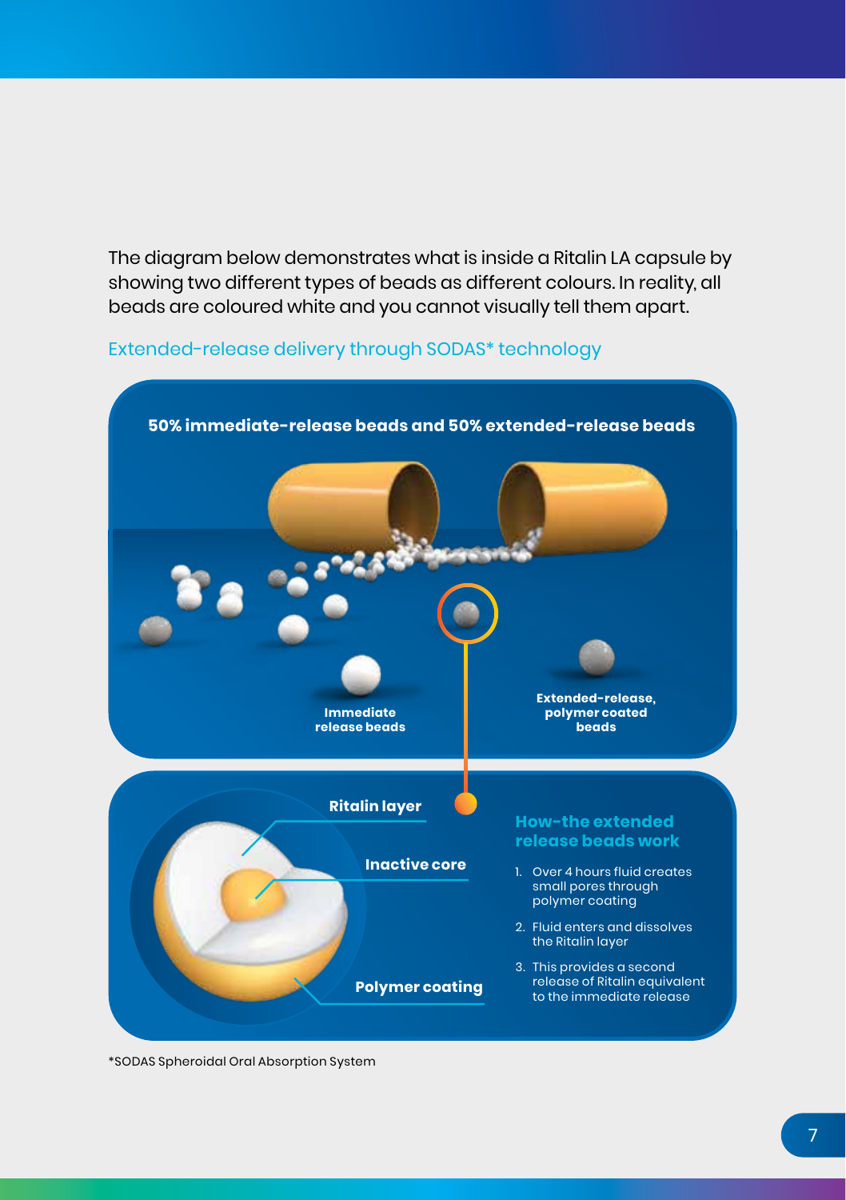The diagram below demonstrates what is inside a Ritalin LA capsule by showing two different types of beads as different colours. In reality, all beads are coloured white and you cannot visually tell them apart.

## Extended-release delivery through SODAS* technology

**50% immediate-release beads and 50% extended-release beads**

**Immediate release beads**

**Extended-release, polymer coated beads**

**Ritalin layer**

**Inactive core**

**Polymer coating**

### How the extended release beads work

1. Over 4 hours fluid creates small pores through polymer coating
2. Fluid enters and dissolves the Ritalin layer
3. This provides a second release of Ritalin equivalent to the immediate release

*SODAS Spheroidal Oral Absorption System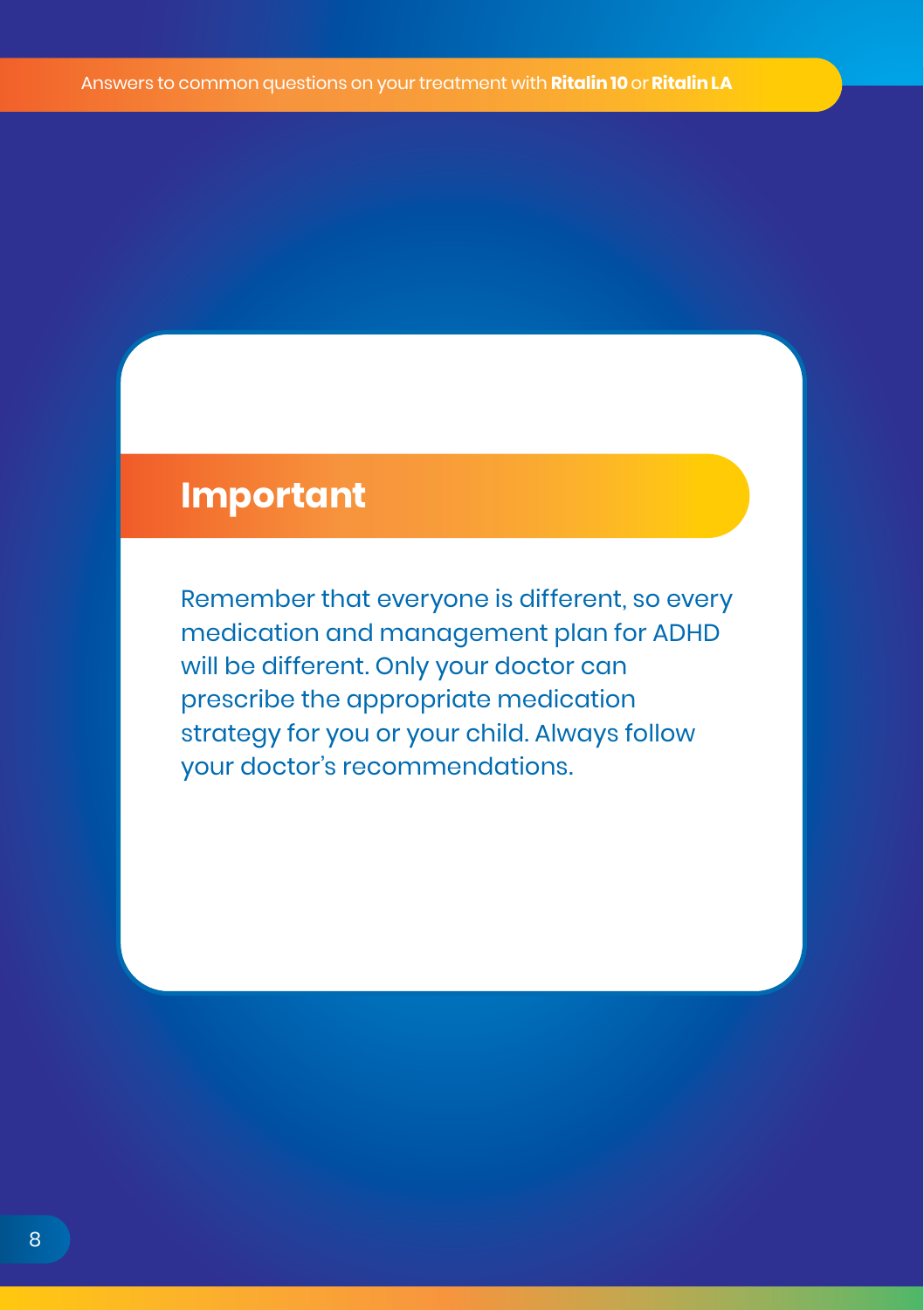## Important

Remember that everyone is different, so every medication and management plan for ADHD will be different. Only your doctor can prescribe the appropriate medication strategy for you or your child. Always follow your doctor's recommendations.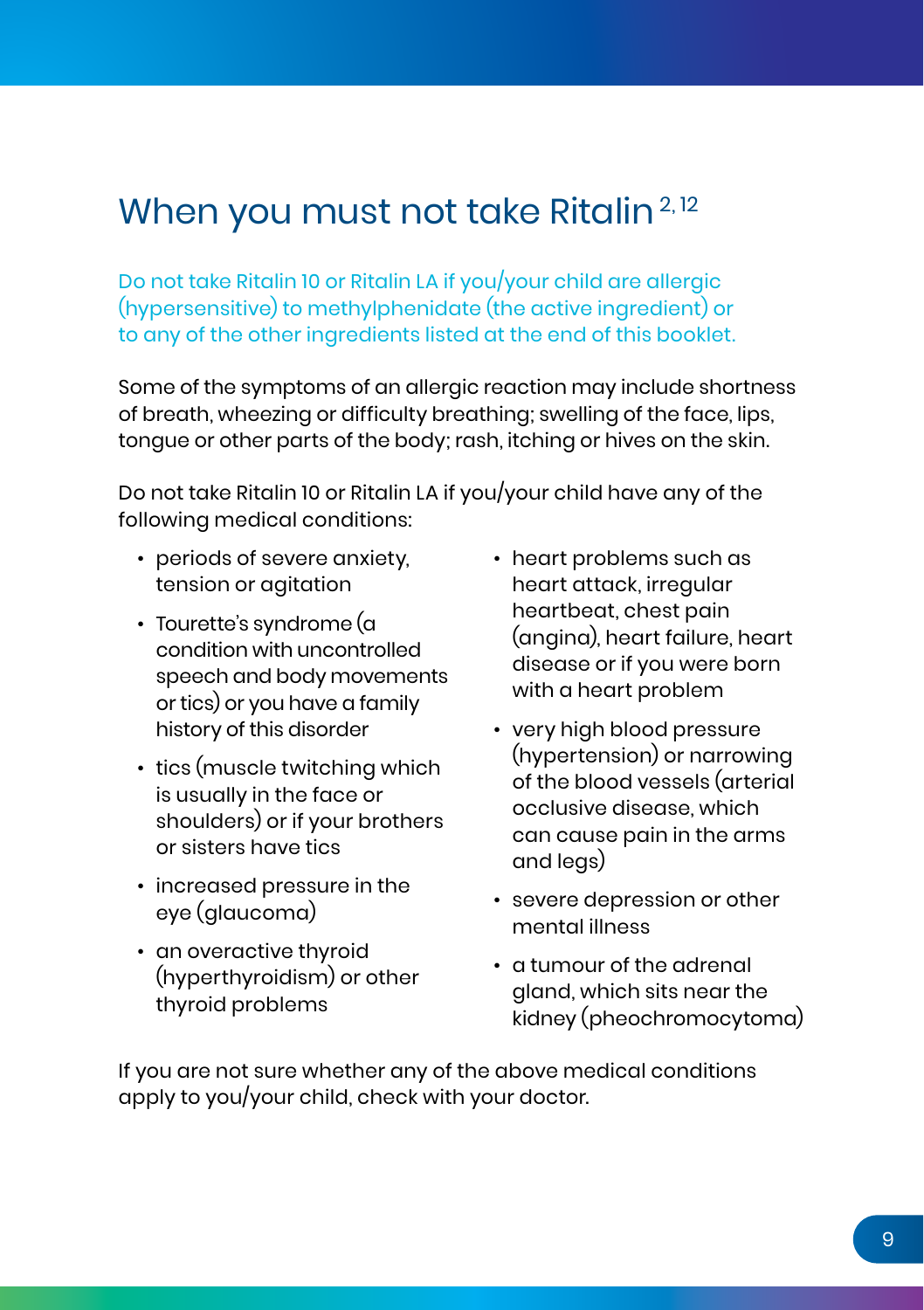# When you must not take Ritalin [2,12]

Do not take Ritalin 10 or Ritalin LA if you/your child are allergic (hypersensitive) to methylphenidate (the active ingredient) or to any of the other ingredients listed at the end of this booklet.

Some of the symptoms of an allergic reaction may include shortness of breath, wheezing or difficulty breathing; swelling of the face, lips, tongue or other parts of the body; rash, itching or hives on the skin.

Do not take Ritalin 10 or Ritalin LA if you/your child have any of the following medical conditions:

- periods of severe anxiety, tension or agitation
- Tourette's syndrome (a condition with uncontrolled speech and body movements or tics) or you have a family history of this disorder
- tics (muscle twitching which is usually in the face or shoulders) or if your brothers or sisters have tics
- increased pressure in the eye (glaucoma)
- an overactive thyroid (hyperthyroidism) or other thyroid problems
- heart problems such as heart attack, irregular heartbeat, chest pain (angina), heart failure, heart disease or if you were born with a heart problem
- very high blood pressure (hypertension) or narrowing of the blood vessels (arterial occlusive disease, which can cause pain in the arms and legs)
- severe depression or other mental illness
- a tumour of the adrenal gland, which sits near the kidney (pheochromocytoma)

If you are not sure whether any of the above medical conditions apply to you/your child, check with your doctor.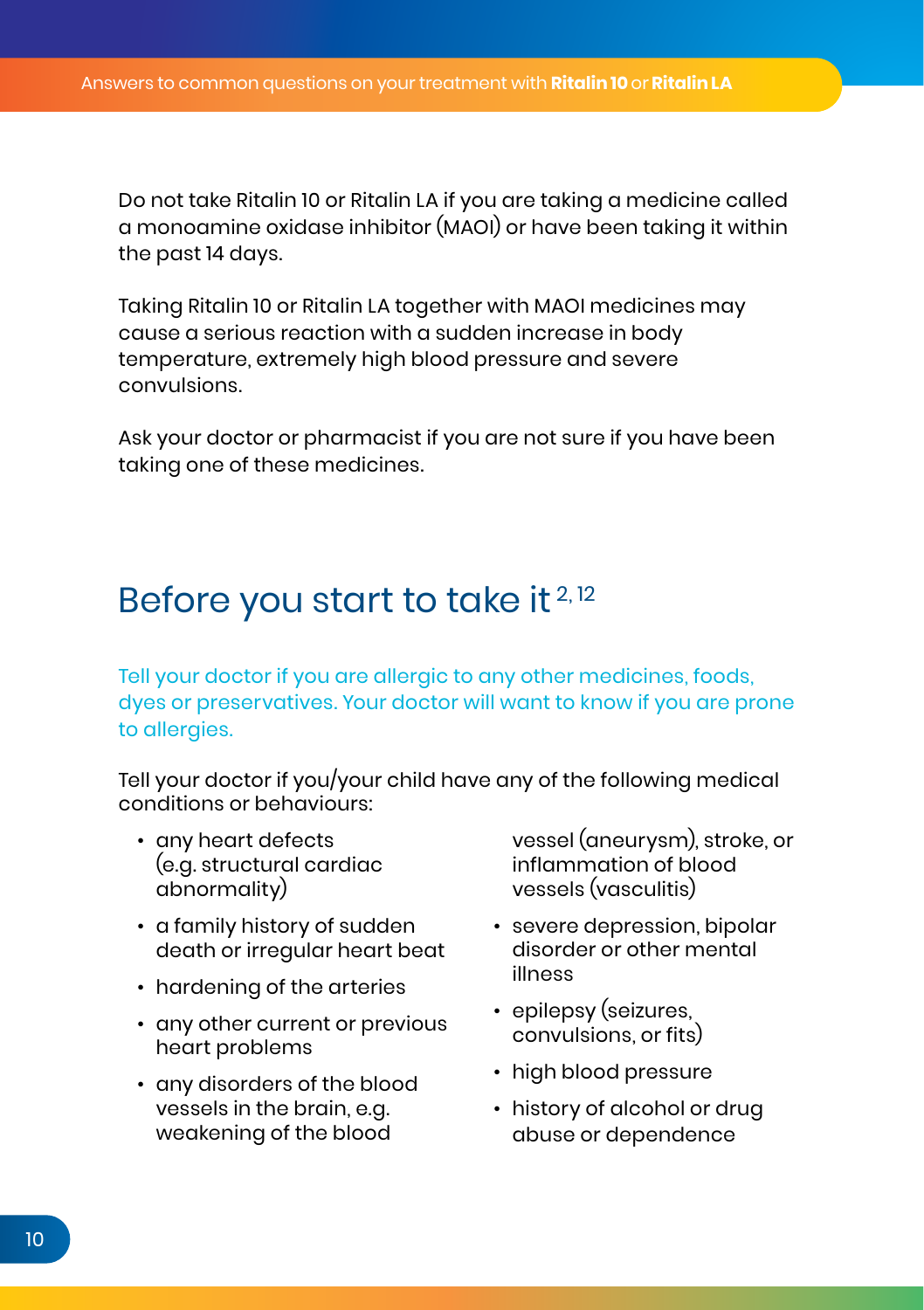Do not take Ritalin 10 or Ritalin LA if you are taking a medicine called a monoamine oxidase inhibitor (MAOI) or have been taking it within the past 14 days.

Taking Ritalin 10 or Ritalin LA together with MAOI medicines may cause a serious reaction with a sudden increase in body temperature, extremely high blood pressure and severe convulsions.

Ask your doctor or pharmacist if you are not sure if you have been taking one of these medicines.

## Before you start to take it [2, 12]

Tell your doctor if you are allergic to any other medicines, foods, dyes or preservatives. Your doctor will want to know if you are prone to allergies.

Tell your doctor if you/your child have any of the following medical conditions or behaviours:

- any heart defects (e.g. structural cardiac abnormality)
- a family history of sudden death or irregular heart beat
- hardening of the arteries
- any other current or previous heart problems
- any disorders of the blood vessels in the brain, e.g. weakening of the blood vessel (aneurysm), stroke, or inflammation of blood vessels (vasculitis)
- severe depression, bipolar disorder or other mental illness
- epilepsy (seizures, convulsions, or fits)
- high blood pressure
- history of alcohol or drug abuse or dependence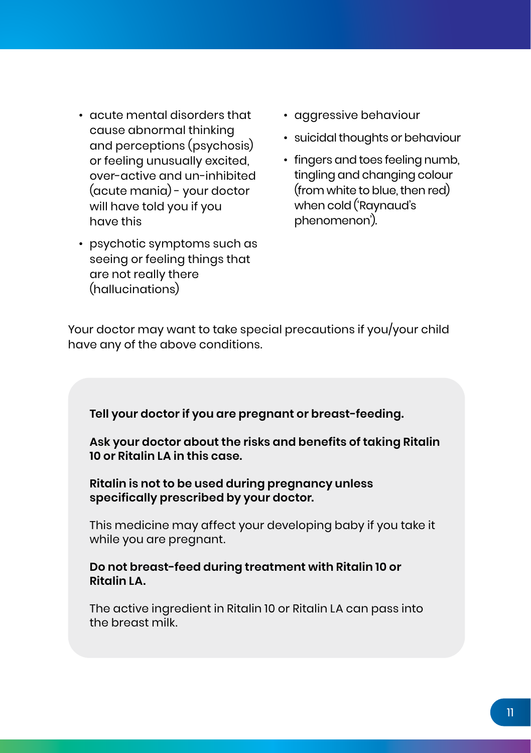- acute mental disorders that cause abnormal thinking and perceptions (psychosis) or feeling unusually excited, over-active and un-inhibited (acute mania) - your doctor will have told you if you have this
- psychotic symptoms such as seeing or feeling things that are not really there (hallucinations)
- aggressive behaviour
- suicidal thoughts or behaviour
- fingers and toes feeling numb, tingling and changing colour (from white to blue, then red) when cold ('Raynaud's phenomenon').

Your doctor may want to take special precautions if you/your child have any of the above conditions.

**Tell your doctor if you are pregnant or breast-feeding.**

**Ask your doctor about the risks and benefits of taking Ritalin 10 or Ritalin LA in this case.**

**Ritalin is not to be used during pregnancy unless specifically prescribed by your doctor.**

This medicine may affect your developing baby if you take it while you are pregnant.

**Do not breast-feed during treatment with Ritalin 10 or Ritalin LA.**

The active ingredient in Ritalin 10 or Ritalin LA can pass into the breast milk.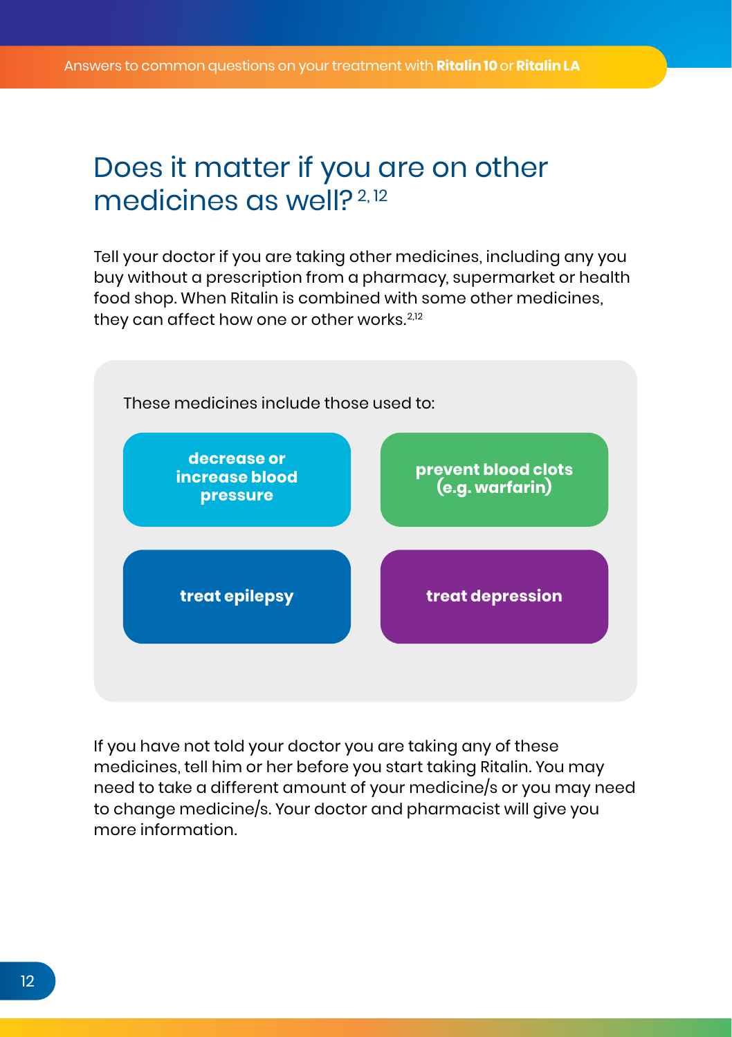# Does it matter if you are on other medicines as well?[2, 12]

Tell your doctor if you are taking other medicines, including any you buy without a prescription from a pharmacy, supermarket or health food shop. When Ritalin is combined with some other medicines, they can affect how one or other works.[2,12]

These medicines include those used to:

- **decrease or increase blood pressure**
- **prevent blood clots (e.g. warfarin)**
- **treat epilepsy**
- **treat depression**

If you have not told your doctor you are taking any of these medicines, tell him or her before you start taking Ritalin. You may need to take a different amount of your medicine/s or you may need to change medicine/s. Your doctor and pharmacist will give you more information.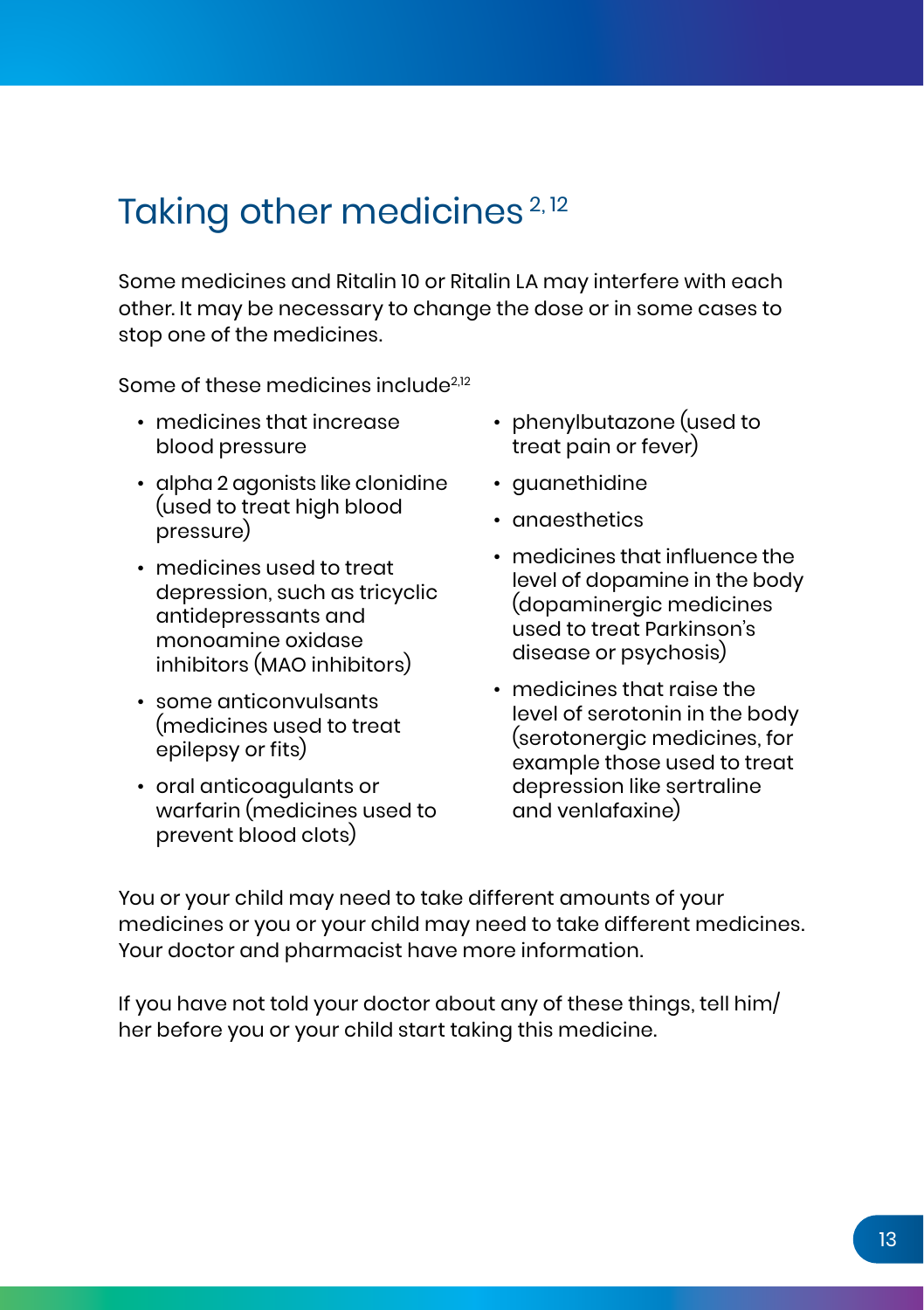# Taking other medicines [2, 12]

Some medicines and Ritalin 10 or Ritalin LA may interfere with each other. It may be necessary to change the dose or in some cases to stop one of the medicines.

Some of these medicines include[2,12]

- medicines that increase blood pressure
- alpha 2 agonists like clonidine (used to treat high blood pressure)
- medicines used to treat depression, such as tricyclic antidepressants and monoamine oxidase inhibitors (MAO inhibitors)
- some anticonvulsants (medicines used to treat epilepsy or fits)
- oral anticoagulants or warfarin (medicines used to prevent blood clots)
- phenylbutazone (used to treat pain or fever)
- guanethidine
- anaesthetics
- medicines that influence the level of dopamine in the body (dopaminergic medicines used to treat Parkinson's disease or psychosis)
- medicines that raise the level of serotonin in the body (serotonergic medicines, for example those used to treat depression like sertraline and venlafaxine)

You or your child may need to take different amounts of your medicines or you or your child may need to take different medicines. Your doctor and pharmacist have more information.

If you have not told your doctor about any of these things, tell him/her before you or your child start taking this medicine.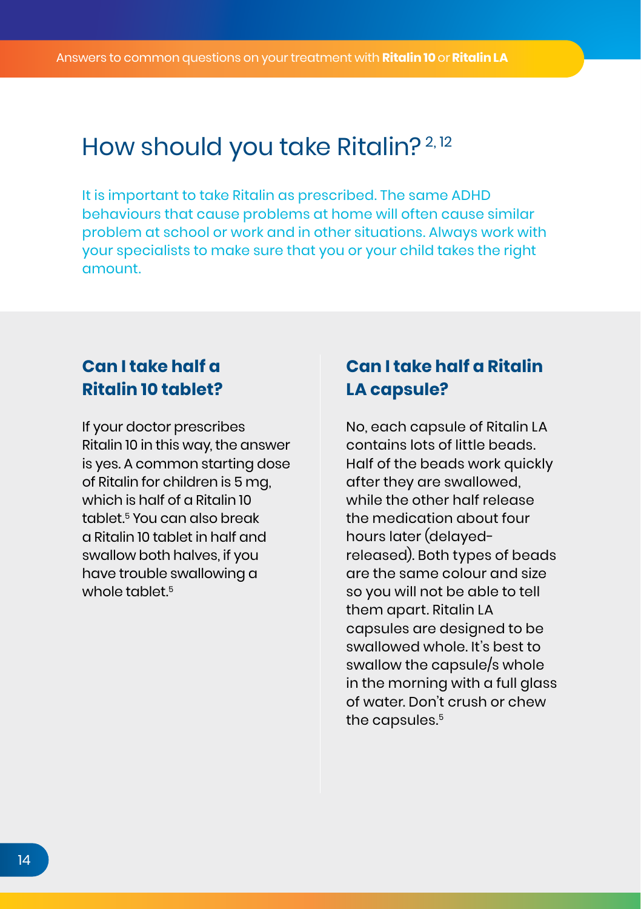# How should you take Ritalin? [2, 12]

It is important to take Ritalin as prescribed. The same ADHD behaviours that cause problems at home will often cause similar problem at school or work and in other situations. Always work with your specialists to make sure that you or your child takes the right amount.

## Can I take half a Ritalin 10 tablet?

If your doctor prescribes Ritalin 10 in this way, the answer is yes. A common starting dose of Ritalin for children is 5 mg, which is half of a Ritalin 10 tablet.[5] You can also break a Ritalin 10 tablet in half and swallow both halves, if you have trouble swallowing a whole tablet.[5]

## Can I take half a Ritalin LA capsule?

No, each capsule of Ritalin LA contains lots of little beads. Half of the beads work quickly after they are swallowed, while the other half release the medication about four hours later (delayed-released). Both types of beads are the same colour and size so you will not be able to tell them apart. Ritalin LA capsules are designed to be swallowed whole. It's best to swallow the capsule/s whole in the morning with a full glass of water. Don't crush or chew the capsules.[5]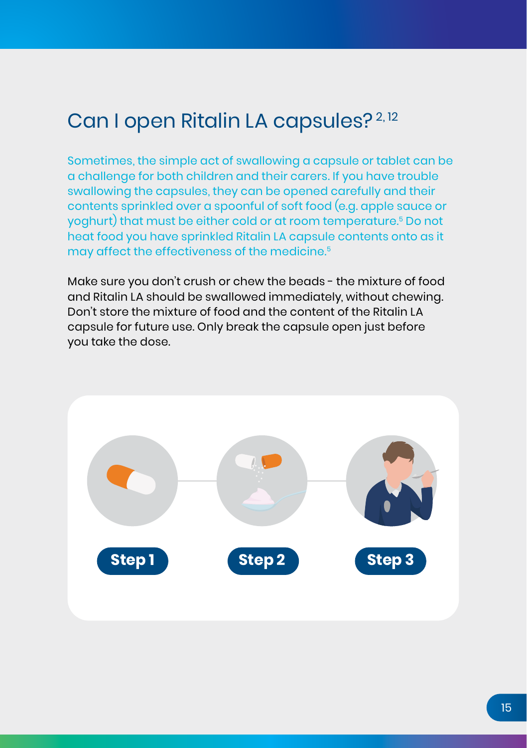## Can I open Ritalin LA capsules?[2, 12]

Sometimes, the simple act of swallowing a capsule or tablet can be a challenge for both children and their carers. If you have trouble swallowing the capsules, they can be opened carefully and their contents sprinkled over a spoonful of soft food (e.g. apple sauce or yoghurt) that must be either cold or at room temperature.[5] Do not heat food you have sprinkled Ritalin LA capsule contents onto as it may affect the effectiveness of the medicine.[5]

Make sure you don't crush or chew the beads - the mixture of food and Ritalin LA should be swallowed immediately, without chewing. Don't store the mixture of food and the content of the Ritalin LA capsule for future use. Only break the capsule open just before you take the dose.

**Step 1** **Step 2** **Step 3**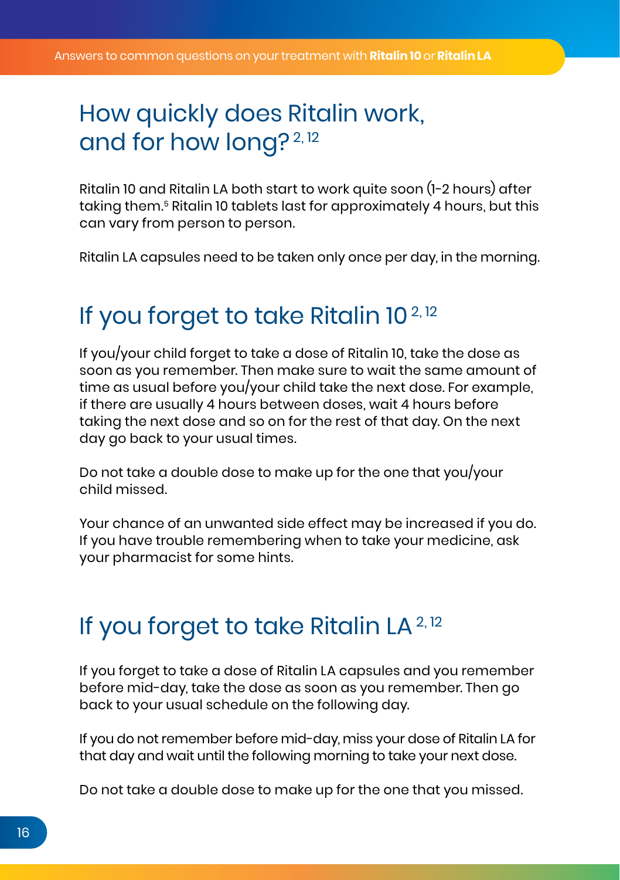## How quickly does Ritalin work, and for how long?[2, 12]

Ritalin 10 and Ritalin LA both start to work quite soon (1-2 hours) after taking them.[5] Ritalin 10 tablets last for approximately 4 hours, but this can vary from person to person.

Ritalin LA capsules need to be taken only once per day, in the morning.

## If you forget to take Ritalin 10[2, 12]

If you/your child forget to take a dose of Ritalin 10, take the dose as soon as you remember. Then make sure to wait the same amount of time as usual before you/your child take the next dose. For example, if there are usually 4 hours between doses, wait 4 hours before taking the next dose and so on for the rest of that day. On the next day go back to your usual times.

Do not take a double dose to make up for the one that you/your child missed.

Your chance of an unwanted side effect may be increased if you do. If you have trouble remembering when to take your medicine, ask your pharmacist for some hints.

## If you forget to take Ritalin LA[2, 12]

If you forget to take a dose of Ritalin LA capsules and you remember before mid-day, take the dose as soon as you remember. Then go back to your usual schedule on the following day.

If you do not remember before mid-day, miss your dose of Ritalin LA for that day and wait until the following morning to take your next dose.

Do not take a double dose to make up for the one that you missed.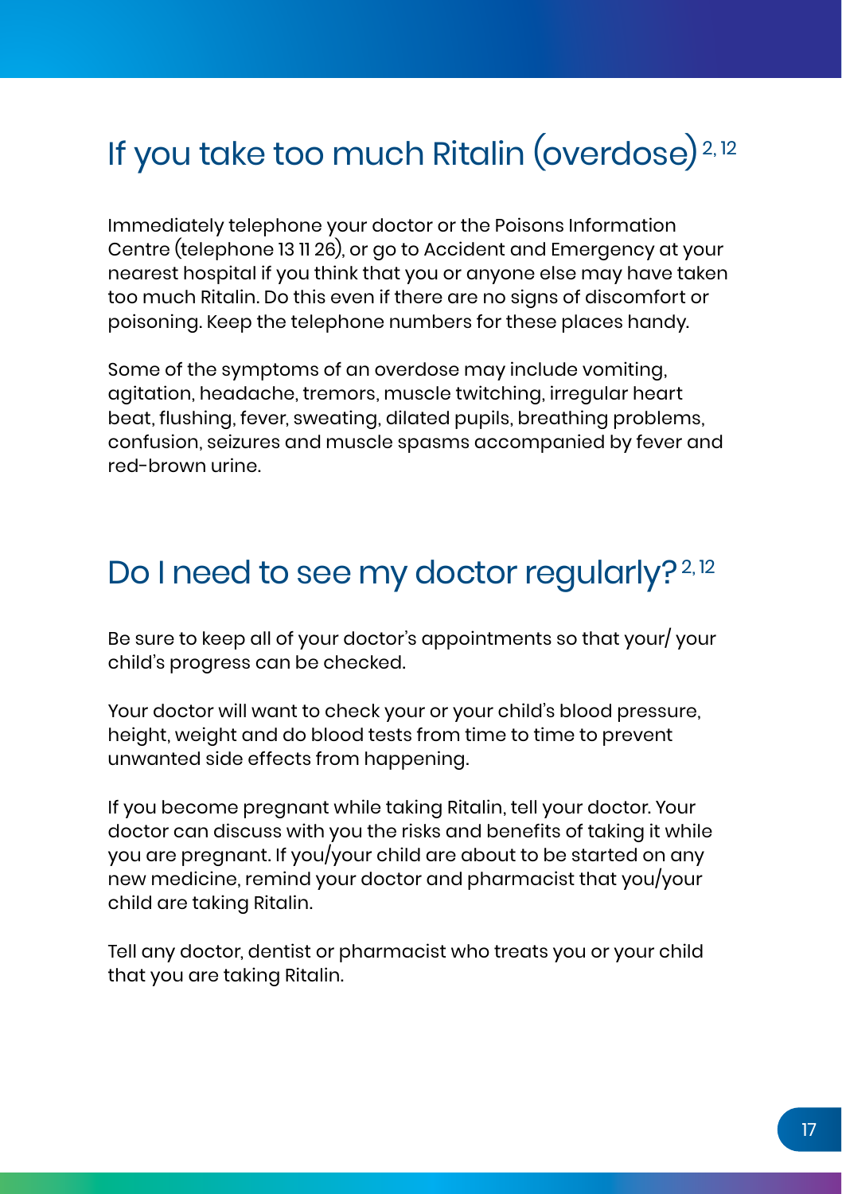## If you take too much Ritalin (overdose)[2, 12]

Immediately telephone your doctor or the Poisons Information Centre (telephone 13 11 26), or go to Accident and Emergency at your nearest hospital if you think that you or anyone else may have taken too much Ritalin. Do this even if there are no signs of discomfort or poisoning. Keep the telephone numbers for these places handy.

Some of the symptoms of an overdose may include vomiting, agitation, headache, tremors, muscle twitching, irregular heart beat, flushing, fever, sweating, dilated pupils, breathing problems, confusion, seizures and muscle spasms accompanied by fever and red-brown urine.

## Do I need to see my doctor regularly?[2, 12]

Be sure to keep all of your doctor's appointments so that your/ your child's progress can be checked.

Your doctor will want to check your or your child's blood pressure, height, weight and do blood tests from time to time to prevent unwanted side effects from happening.

If you become pregnant while taking Ritalin, tell your doctor. Your doctor can discuss with you the risks and benefits of taking it while you are pregnant. If you/your child are about to be started on any new medicine, remind your doctor and pharmacist that you/your child are taking Ritalin.

Tell any doctor, dentist or pharmacist who treats you or your child that you are taking Ritalin.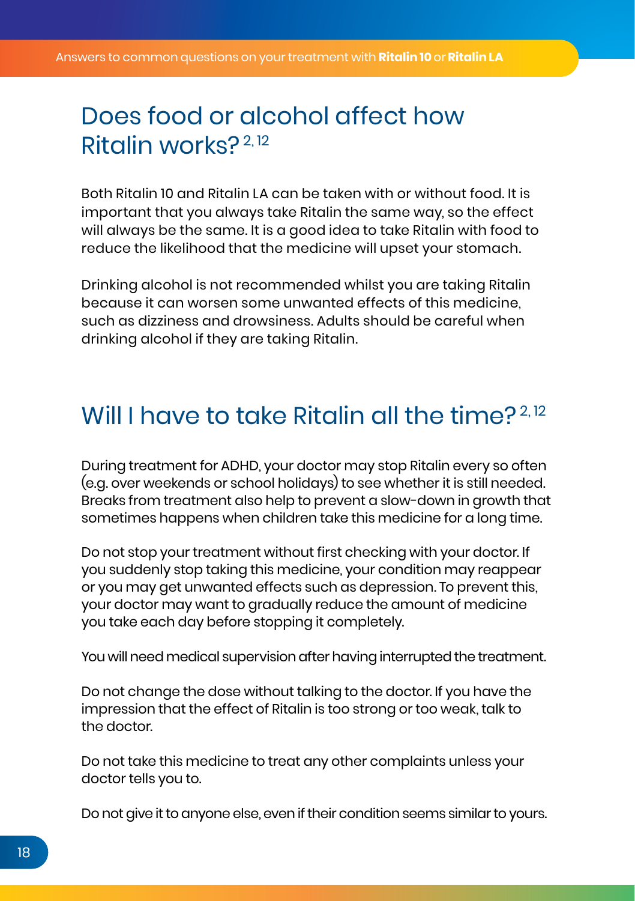# Does food or alcohol affect how Ritalin works?[2,12]

Both Ritalin 10 and Ritalin LA can be taken with or without food. It is important that you always take Ritalin the same way, so the effect will always be the same. It is a good idea to take Ritalin with food to reduce the likelihood that the medicine will upset your stomach.

Drinking alcohol is not recommended whilst you are taking Ritalin because it can worsen some unwanted effects of this medicine, such as dizziness and drowsiness. Adults should be careful when drinking alcohol if they are taking Ritalin.

# Will I have to take Ritalin all the time?[2,12]

During treatment for ADHD, your doctor may stop Ritalin every so often (e.g. over weekends or school holidays) to see whether it is still needed. Breaks from treatment also help to prevent a slow-down in growth that sometimes happens when children take this medicine for a long time.

Do not stop your treatment without first checking with your doctor. If you suddenly stop taking this medicine, your condition may reappear or you may get unwanted effects such as depression. To prevent this, your doctor may want to gradually reduce the amount of medicine you take each day before stopping it completely.

You will need medical supervision after having interrupted the treatment.

Do not change the dose without talking to the doctor. If you have the impression that the effect of Ritalin is too strong or too weak, talk to the doctor.

Do not take this medicine to treat any other complaints unless your doctor tells you to.

Do not give it to anyone else, even if their condition seems similar to yours.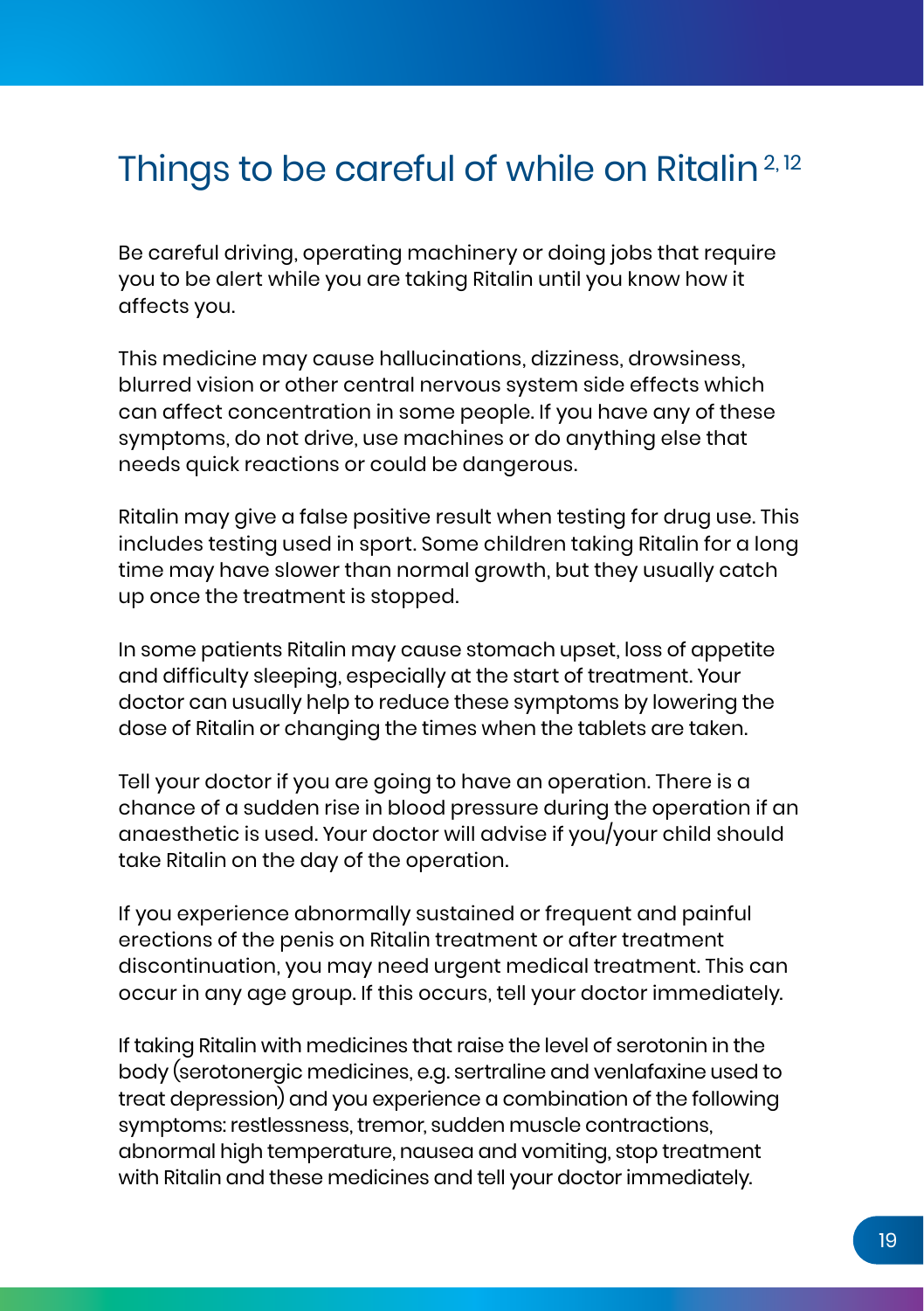# Things to be careful of while on Ritalin [2,12]

Be careful driving, operating machinery or doing jobs that require you to be alert while you are taking Ritalin until you know how it affects you.

This medicine may cause hallucinations, dizziness, drowsiness, blurred vision or other central nervous system side effects which can affect concentration in some people. If you have any of these symptoms, do not drive, use machines or do anything else that needs quick reactions or could be dangerous.

Ritalin may give a false positive result when testing for drug use. This includes testing used in sport. Some children taking Ritalin for a long time may have slower than normal growth, but they usually catch up once the treatment is stopped.

In some patients Ritalin may cause stomach upset, loss of appetite and difficulty sleeping, especially at the start of treatment. Your doctor can usually help to reduce these symptoms by lowering the dose of Ritalin or changing the times when the tablets are taken.

Tell your doctor if you are going to have an operation. There is a chance of a sudden rise in blood pressure during the operation if an anaesthetic is used. Your doctor will advise if you/your child should take Ritalin on the day of the operation.

If you experience abnormally sustained or frequent and painful erections of the penis on Ritalin treatment or after treatment discontinuation, you may need urgent medical treatment. This can occur in any age group. If this occurs, tell your doctor immediately.

If taking Ritalin with medicines that raise the level of serotonin in the body (serotonergic medicines, e.g. sertraline and venlafaxine used to treat depression) and you experience a combination of the following symptoms: restlessness, tremor, sudden muscle contractions, abnormal high temperature, nausea and vomiting, stop treatment with Ritalin and these medicines and tell your doctor immediately.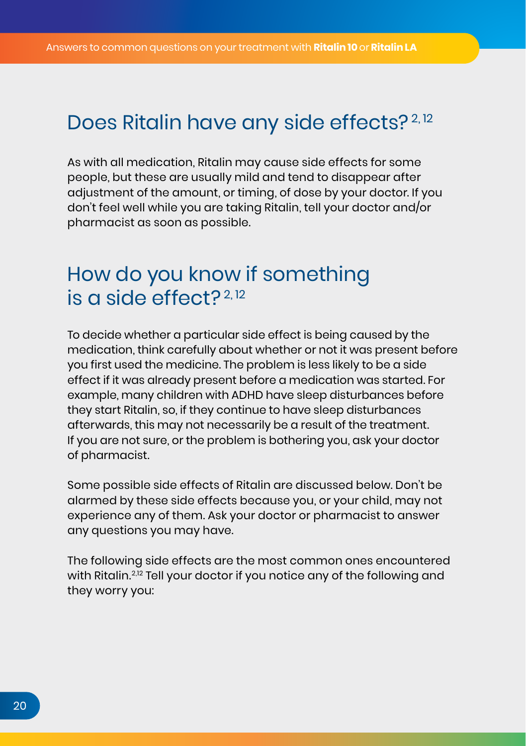## Does Ritalin have any side effects?[2, 12]

As with all medication, Ritalin may cause side effects for some people, but these are usually mild and tend to disappear after adjustment of the amount, or timing, of dose by your doctor. If you don't feel well while you are taking Ritalin, tell your doctor and/or pharmacist as soon as possible.

## How do you know if something is a side effect?[2, 12]

To decide whether a particular side effect is being caused by the medication, think carefully about whether or not it was present before you first used the medicine. The problem is less likely to be a side effect if it was already present before a medication was started. For example, many children with ADHD have sleep disturbances before they start Ritalin, so, if they continue to have sleep disturbances afterwards, this may not necessarily be a result of the treatment. If you are not sure, or the problem is bothering you, ask your doctor of pharmacist.

Some possible side effects of Ritalin are discussed below. Don't be alarmed by these side effects because you, or your child, may not experience any of them. Ask your doctor or pharmacist to answer any questions you may have.

The following side effects are the most common ones encountered with Ritalin.[2,12] Tell your doctor if you notice any of the following and they worry you: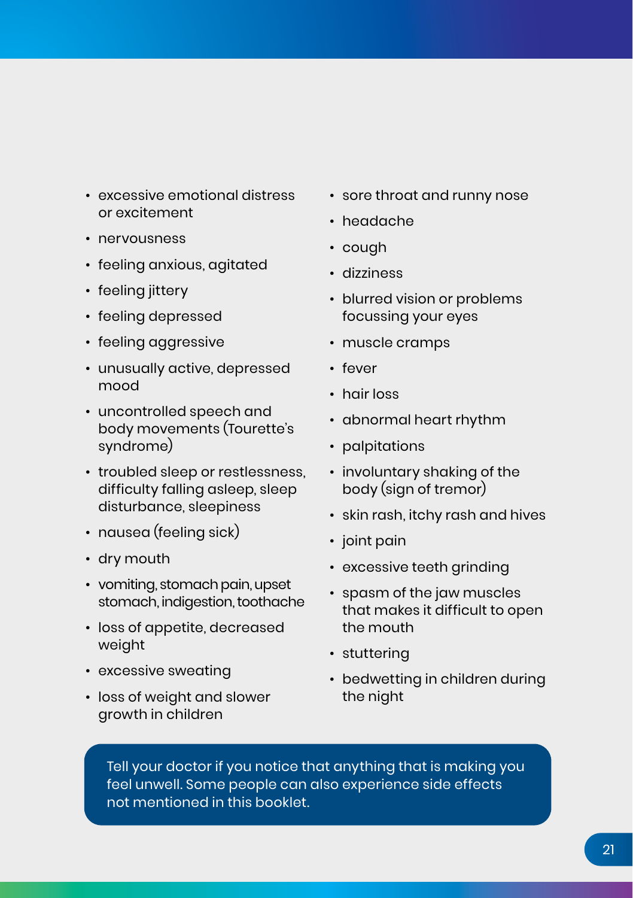- excessive emotional distress or excitement
- nervousness
- feeling anxious, agitated
- feeling jittery
- feeling depressed
- feeling aggressive
- unusually active, depressed mood
- uncontrolled speech and body movements (Tourette's syndrome)
- troubled sleep or restlessness, difficulty falling asleep, sleep disturbance, sleepiness
- nausea (feeling sick)
- dry mouth
- vomiting, stomach pain, upset stomach, indigestion, toothache
- loss of appetite, decreased weight
- excessive sweating
- loss of weight and slower growth in children
- sore throat and runny nose
- headache
- cough
- dizziness
- blurred vision or problems focussing your eyes
- muscle cramps
- fever
- hair loss
- abnormal heart rhythm
- palpitations
- involuntary shaking of the body (sign of tremor)
- skin rash, itchy rash and hives
- joint pain
- excessive teeth grinding
- spasm of the jaw muscles that makes it difficult to open the mouth
- stuttering
- bedwetting in children during the night

Tell your doctor if you notice that anything that is making you feel unwell. Some people can also experience side effects not mentioned in this booklet.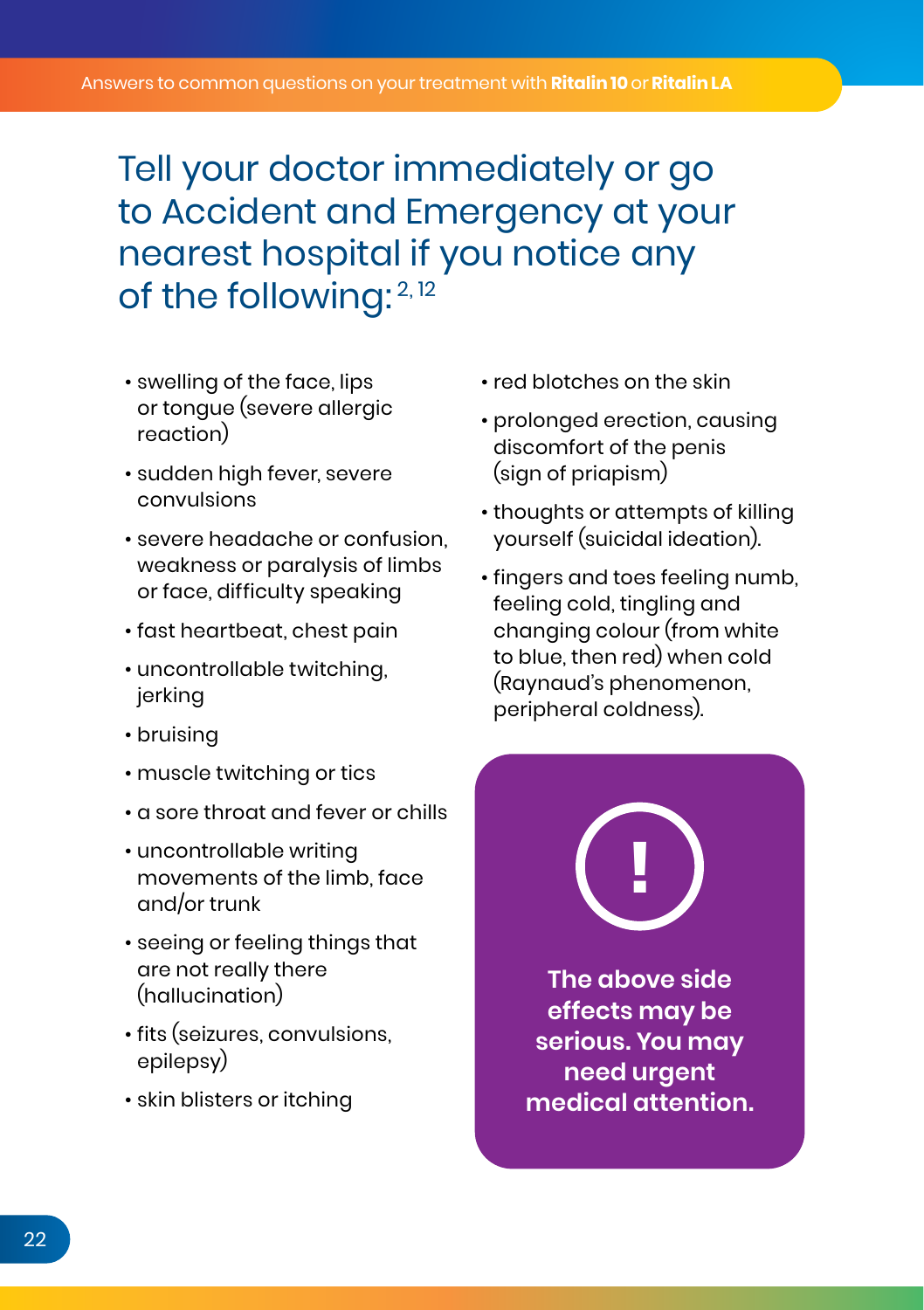# Tell your doctor immediately or go to Accident and Emergency at your nearest hospital if you notice any of the following:[2, 12]

- swelling of the face, lips or tongue (severe allergic reaction)
- sudden high fever, severe convulsions
- severe headache or confusion, weakness or paralysis of limbs or face, difficulty speaking
- fast heartbeat, chest pain
- uncontrollable twitching, jerking
- bruising
- muscle twitching or tics
- a sore throat and fever or chills
- uncontrollable writing movements of the limb, face and/or trunk
- seeing or feeling things that are not really there (hallucination)
- fits (seizures, convulsions, epilepsy)
- skin blisters or itching
- red blotches on the skin
- prolonged erection, causing discomfort of the penis (sign of priapism)
- thoughts or attempts of killing yourself (suicidal ideation).
- fingers and toes feeling numb, feeling cold, tingling and changing colour (from white to blue, then red) when cold (Raynaud's phenomenon, peripheral coldness).

**The above side effects may be serious. You may need urgent medical attention.**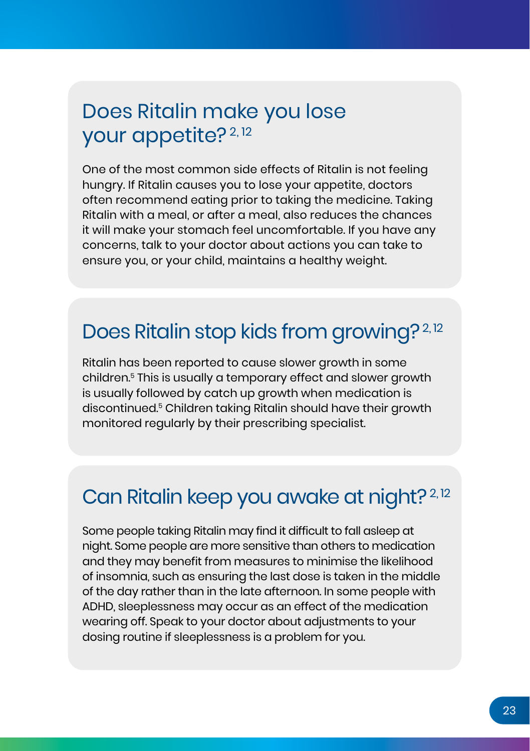## Does Ritalin make you lose your appetite? [2, 12]

One of the most common side effects of Ritalin is not feeling hungry. If Ritalin causes you to lose your appetite, doctors often recommend eating prior to taking the medicine. Taking Ritalin with a meal, or after a meal, also reduces the chances it will make your stomach feel uncomfortable. If you have any concerns, talk to your doctor about actions you can take to ensure you, or your child, maintains a healthy weight.

## Does Ritalin stop kids from growing? [2, 12]

Ritalin has been reported to cause slower growth in some children.[5] This is usually a temporary effect and slower growth is usually followed by catch up growth when medication is discontinued.[5] Children taking Ritalin should have their growth monitored regularly by their prescribing specialist.

## Can Ritalin keep you awake at night? [2, 12]

Some people taking Ritalin may find it difficult to fall asleep at night. Some people are more sensitive than others to medication and they may benefit from measures to minimise the likelihood of insomnia, such as ensuring the last dose is taken in the middle of the day rather than in the late afternoon. In some people with ADHD, sleeplessness may occur as an effect of the medication wearing off. Speak to your doctor about adjustments to your dosing routine if sleeplessness is a problem for you.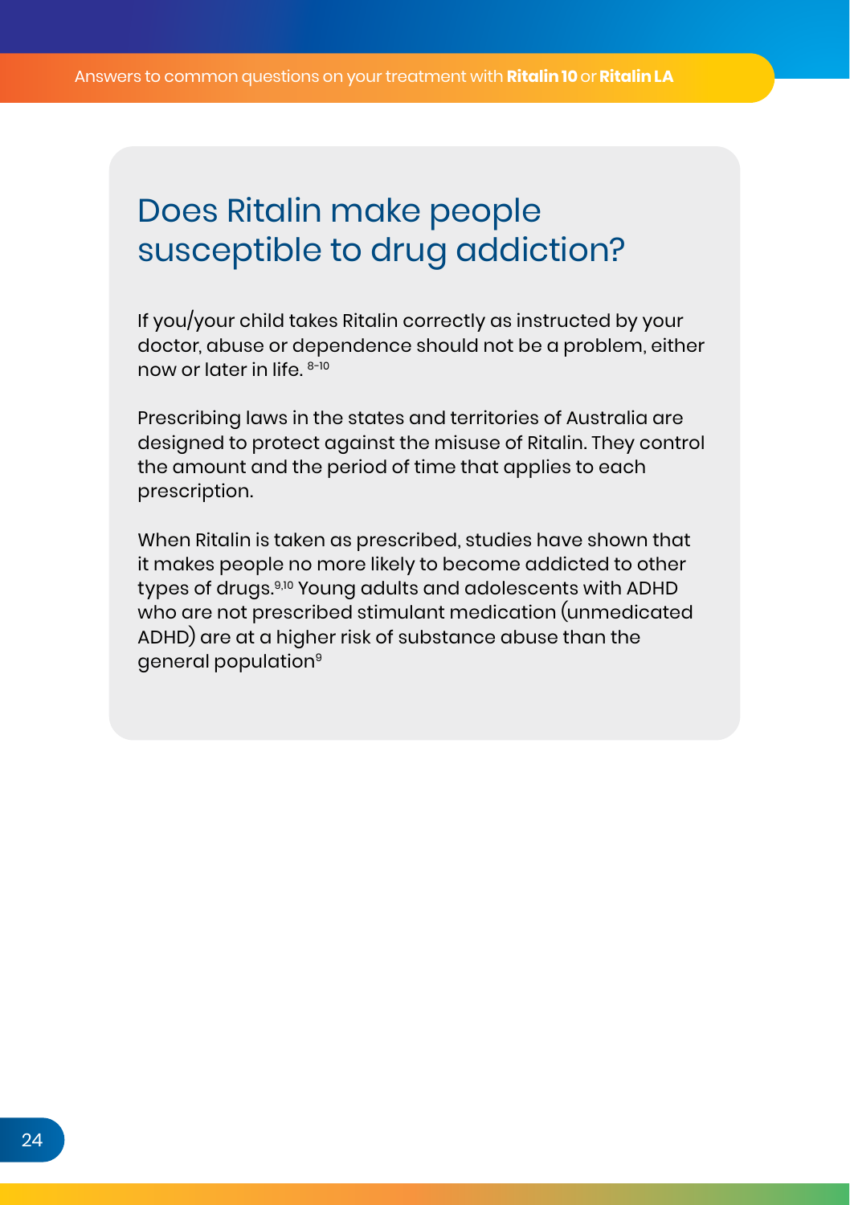## Does Ritalin make people susceptible to drug addiction?

If you/your child takes Ritalin correctly as instructed by your doctor, abuse or dependence should not be a problem, either now or later in life. [8-10]

Prescribing laws in the states and territories of Australia are designed to protect against the misuse of Ritalin. They control the amount and the period of time that applies to each prescription.

When Ritalin is taken as prescribed, studies have shown that it makes people no more likely to become addicted to other types of drugs.[9,10] Young adults and adolescents with ADHD who are not prescribed stimulant medication (unmedicated ADHD) are at a higher risk of substance abuse than the general population[9]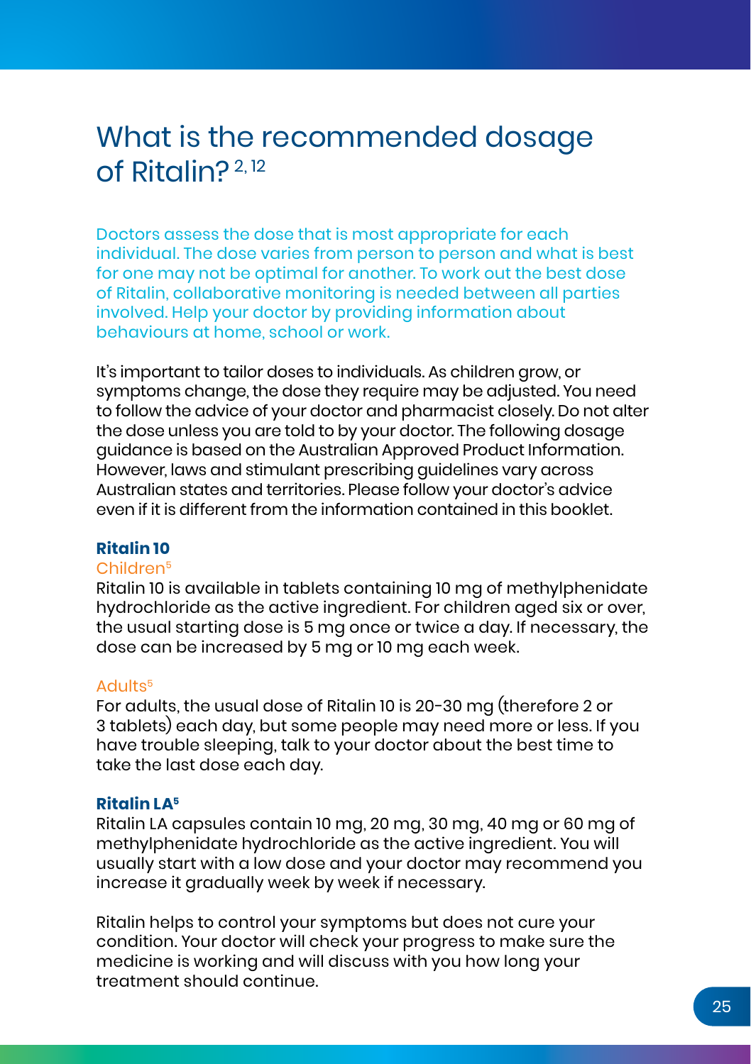# What is the recommended dosage of Ritalin?[2,12]

Doctors assess the dose that is most appropriate for each individual. The dose varies from person to person and what is best for one may not be optimal for another. To work out the best dose of Ritalin, collaborative monitoring is needed between all parties involved. Help your doctor by providing information about behaviours at home, school or work.

It's important to tailor doses to individuals. As children grow, or symptoms change, the dose they require may be adjusted. You need to follow the advice of your doctor and pharmacist closely. Do not alter the dose unless you are told to by your doctor. The following dosage guidance is based on the Australian Approved Product Information. However, laws and stimulant prescribing guidelines vary across Australian states and territories. Please follow your doctor's advice even if it is different from the information contained in this booklet.

**Ritalin 10**

Children[5]

Ritalin 10 is available in tablets containing 10 mg of methylphenidate hydrochloride as the active ingredient. For children aged six or over, the usual starting dose is 5 mg once or twice a day. If necessary, the dose can be increased by 5 mg or 10 mg each week.

Adults[5]

For adults, the usual dose of Ritalin 10 is 20-30 mg (therefore 2 or 3 tablets) each day, but some people may need more or less. If you have trouble sleeping, talk to your doctor about the best time to take the last dose each day.

**Ritalin LA[5]**

Ritalin LA capsules contain 10 mg, 20 mg, 30 mg, 40 mg or 60 mg of methylphenidate hydrochloride as the active ingredient. You will usually start with a low dose and your doctor may recommend you increase it gradually week by week if necessary.

Ritalin helps to control your symptoms but does not cure your condition. Your doctor will check your progress to make sure the medicine is working and will discuss with you how long your treatment should continue.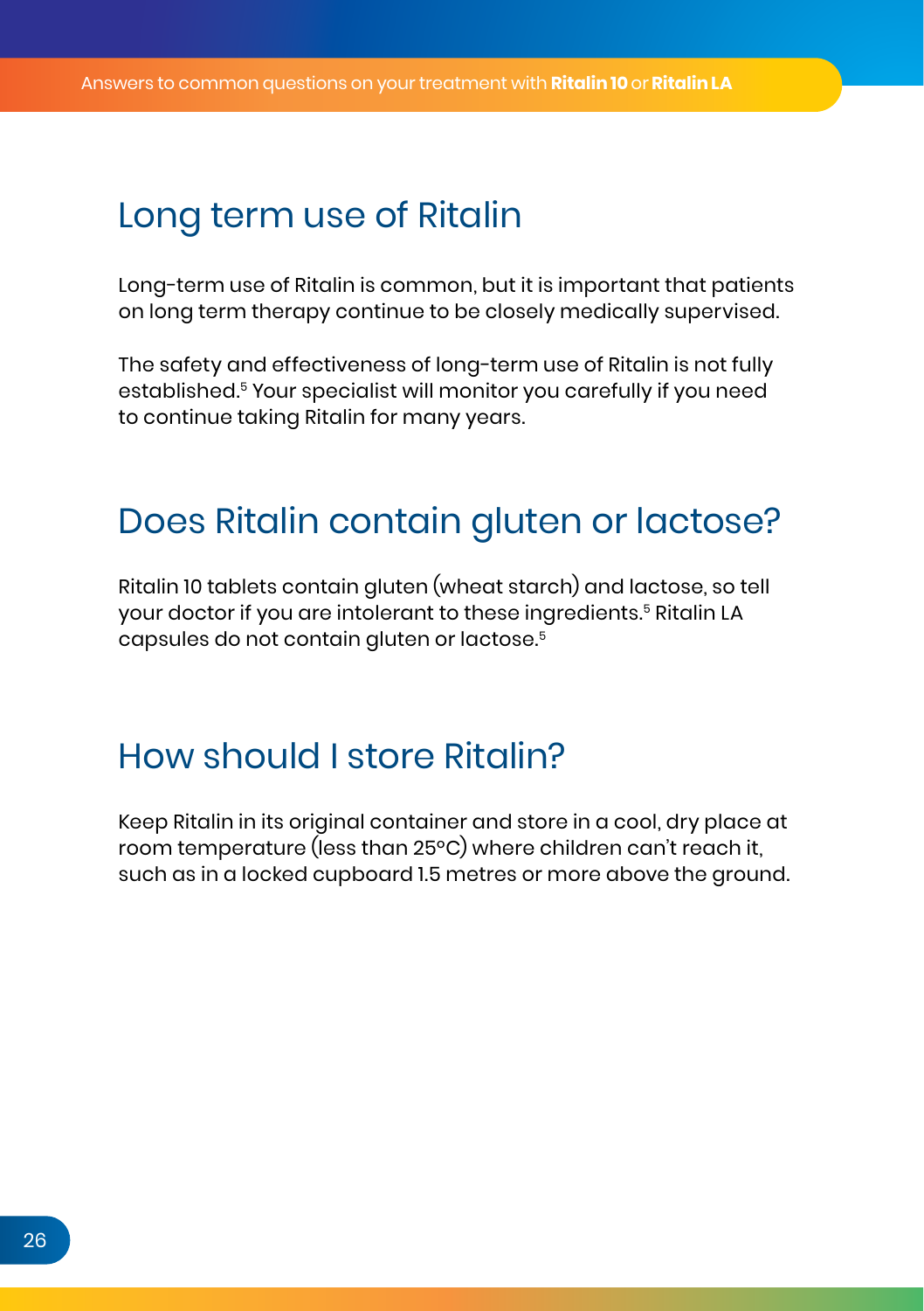## Long term use of Ritalin

Long-term use of Ritalin is common, but it is important that patients on long term therapy continue to be closely medically supervised.

The safety and effectiveness of long-term use of Ritalin is not fully established.[5] Your specialist will monitor you carefully if you need to continue taking Ritalin for many years.

## Does Ritalin contain gluten or lactose?

Ritalin 10 tablets contain gluten (wheat starch) and lactose, so tell your doctor if you are intolerant to these ingredients.[5] Ritalin LA capsules do not contain gluten or lactose.[5]

## How should I store Ritalin?

Keep Ritalin in its original container and store in a cool, dry place at room temperature (less than 25°C) where children can't reach it, such as in a locked cupboard 1.5 metres or more above the ground.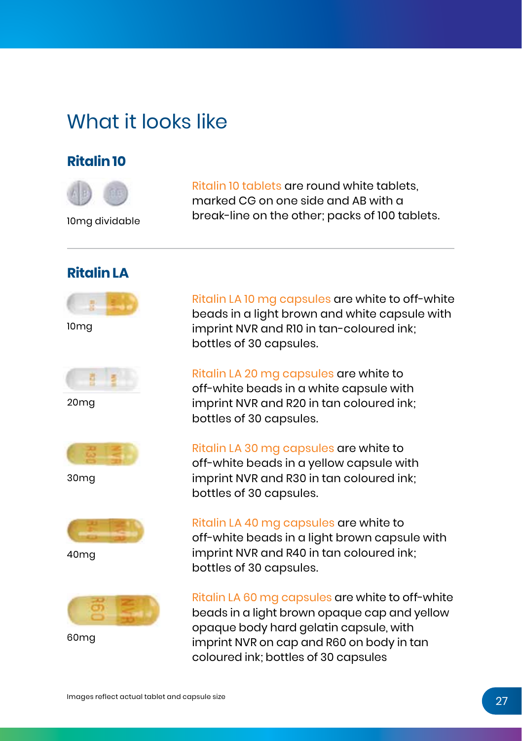# What it looks like

## Ritalin 10

10mg dividable

Ritalin 10 tablets are round white tablets, marked CG on one side and AB with a break-line on the other; packs of 100 tablets.

## Ritalin LA

10mg

Ritalin LA 10 mg capsules are white to off-white beads in a light brown and white capsule with imprint NVR and R10 in tan-coloured ink; bottles of 30 capsules.

20mg

Ritalin LA 20 mg capsules are white to off-white beads in a white capsule with imprint NVR and R20 in tan coloured ink; bottles of 30 capsules.

30mg

Ritalin LA 30 mg capsules are white to off-white beads in a yellow capsule with imprint NVR and R30 in tan coloured ink; bottles of 30 capsules.

40mg

Ritalin LA 40 mg capsules are white to off-white beads in a light brown capsule with imprint NVR and R40 in tan coloured ink; bottles of 30 capsules.

60mg

Ritalin LA 60 mg capsules are white to off-white beads in a light brown opaque cap and yellow opaque body hard gelatin capsule, with imprint NVR on cap and R60 on body in tan coloured ink; bottles of 30 capsules

Images reflect actual tablet and capsule size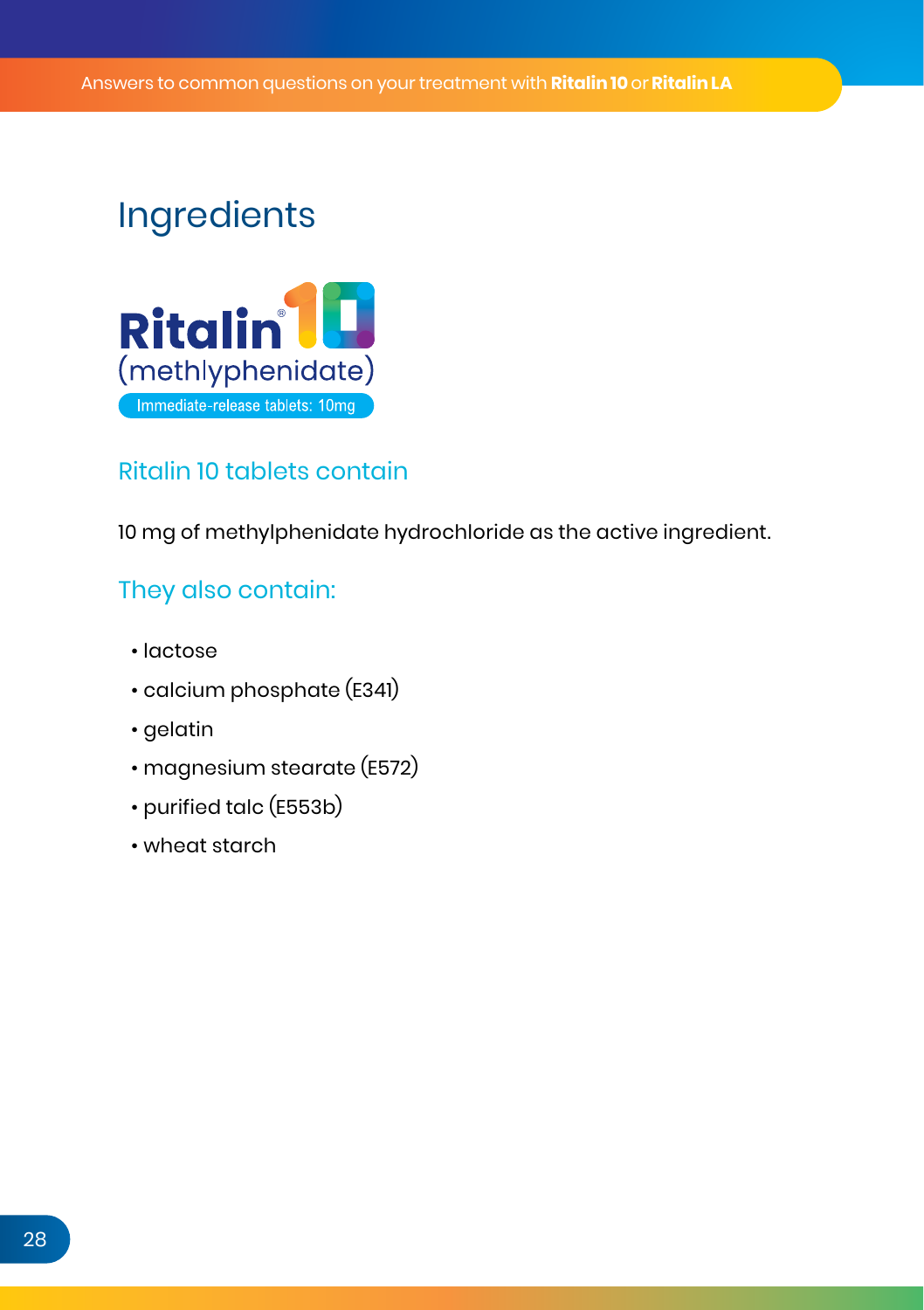# Ingredients

**Ritalin® 10**
(methlyphenidate)
Immediate-release tablets: 10mg

## Ritalin 10 tablets contain

10 mg of methylphenidate hydrochloride as the active ingredient.

## They also contain:

- lactose
- calcium phosphate (E341)
- gelatin
- magnesium stearate (E572)
- purified talc (E553b)
- wheat starch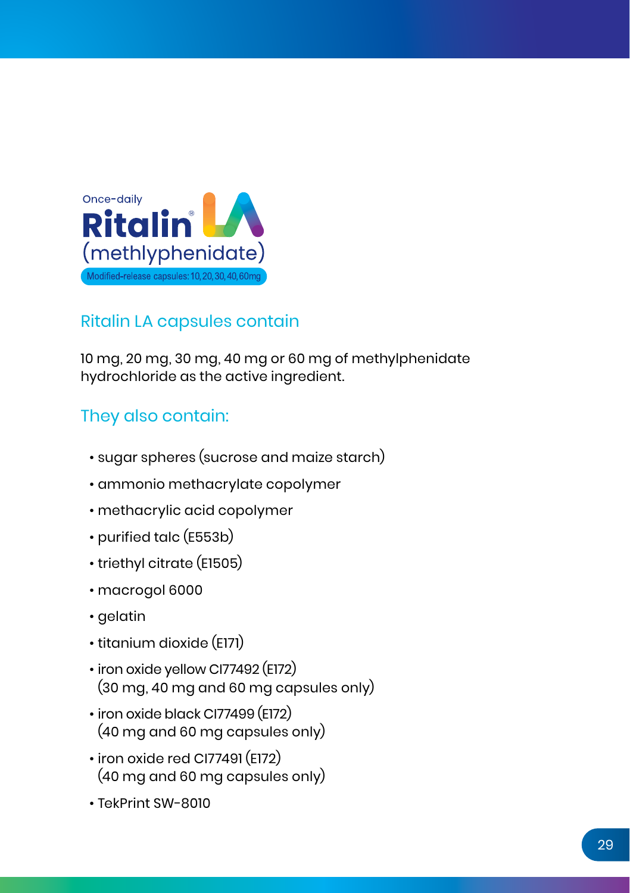Once-daily

**Ritalin® LA**

(methlyphenidate)

Modified-release capsules: 10, 20, 30, 40, 60mg

## Ritalin LA capsules contain

10 mg, 20 mg, 30 mg, 40 mg or 60 mg of methylphenidate hydrochloride as the active ingredient.

## They also contain:

- sugar spheres (sucrose and maize starch)
- ammonio methacrylate copolymer
- methacrylic acid copolymer
- purified talc (E553b)
- triethyl citrate (E1505)
- macrogol 6000
- gelatin
- titanium dioxide (E171)
- iron oxide yellow CI77492 (E172) (30 mg, 40 mg and 60 mg capsules only)
- iron oxide black CI77499 (E172) (40 mg and 60 mg capsules only)
- iron oxide red CI77491 (E172) (40 mg and 60 mg capsules only)
- TekPrint SW-8010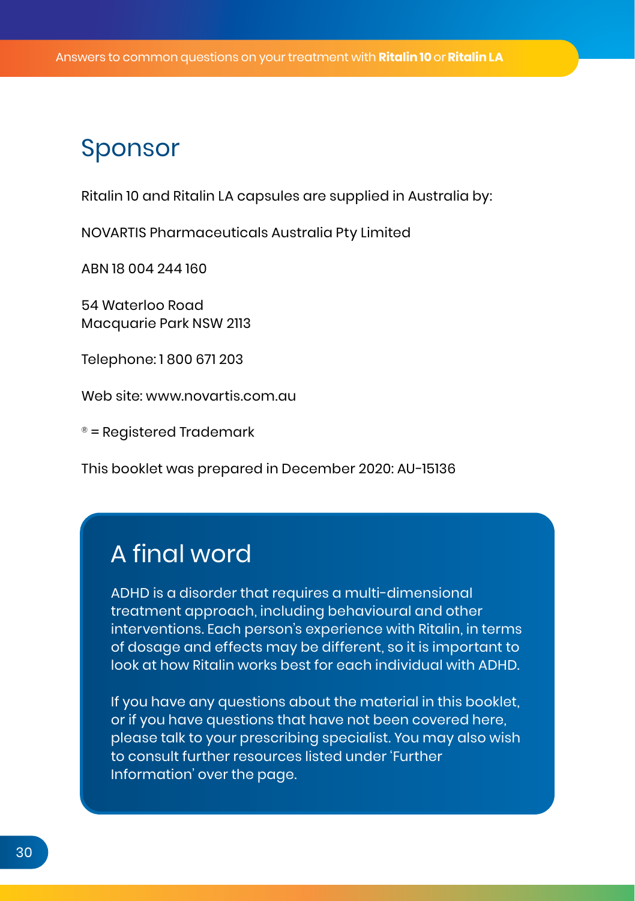## Sponsor

Ritalin 10 and Ritalin LA capsules are supplied in Australia by:

NOVARTIS Pharmaceuticals Australia Pty Limited

ABN 18 004 244 160

54 Waterloo Road  
Macquarie Park NSW 2113

Telephone: 1 800 671 203

Web site: www.novartis.com.au

® = Registered Trademark

This booklet was prepared in December 2020: AU-15136

## A final word

ADHD is a disorder that requires a multi-dimensional treatment approach, including behavioural and other interventions. Each person's experience with Ritalin, in terms of dosage and effects may be different, so it is important to look at how Ritalin works best for each individual with ADHD.

If you have any questions about the material in this booklet, or if you have questions that have not been covered here, please talk to your prescribing specialist. You may also wish to consult further resources listed under 'Further Information' over the page.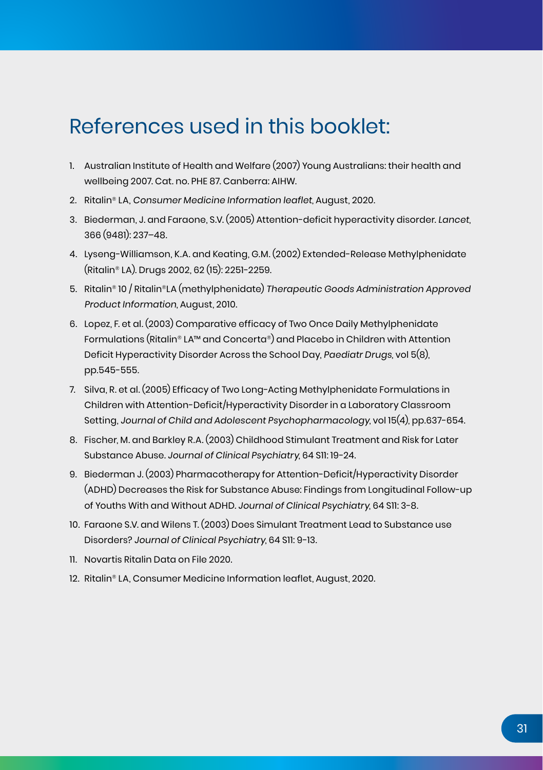# References used in this booklet:

1. Australian Institute of Health and Welfare (2007) Young Australians: their health and wellbeing 2007. Cat. no. PHE 87. Canberra: AIHW.
2. Ritalin® LA, *Consumer Medicine Information leaflet*, August, 2020.
3. Biederman, J. and Faraone, S.V. (2005) Attention-deficit hyperactivity disorder. *Lancet*, 366 (9481): 237–48.
4. Lyseng-Williamson, K.A. and Keating, G.M. (2002) Extended-Release Methylphenidate (Ritalin® LA). Drugs 2002, 62 (15): 2251-2259.
5. Ritalin® 10 / Ritalin®LA (methylphenidate) *Therapeutic Goods Administration Approved Product Information*, August, 2010.
6. Lopez, F. et al. (2003) Comparative efficacy of Two Once Daily Methylphenidate Formulations (Ritalin® LA™ and Concerta®) and Placebo in Children with Attention Deficit Hyperactivity Disorder Across the School Day, *Paediatr Drugs*, vol 5(8), pp.545-555.
7. Silva, R. et al. (2005) Efficacy of Two Long-Acting Methylphenidate Formulations in Children with Attention-Deficit/Hyperactivity Disorder in a Laboratory Classroom Setting, *Journal of Child and Adolescent Psychopharmacology*, vol 15(4), pp.637-654.
8. Fischer, M. and Barkley R.A. (2003) Childhood Stimulant Treatment and Risk for Later Substance Abuse. *Journal of Clinical Psychiatry*, 64 S11: 19-24.
9. Biederman J. (2003) Pharmacotherapy for Attention-Deficit/Hyperactivity Disorder (ADHD) Decreases the Risk for Substance Abuse: Findings from Longitudinal Follow-up of Youths With and Without ADHD. *Journal of Clinical Psychiatry*, 64 S11: 3-8.
10. Faraone S.V. and Wilens T. (2003) Does Simulant Treatment Lead to Substance use Disorders? *Journal of Clinical Psychiatry*, 64 S11: 9-13.
11. Novartis Ritalin Data on File 2020.
12. Ritalin® LA, Consumer Medicine Information leaflet, August, 2020.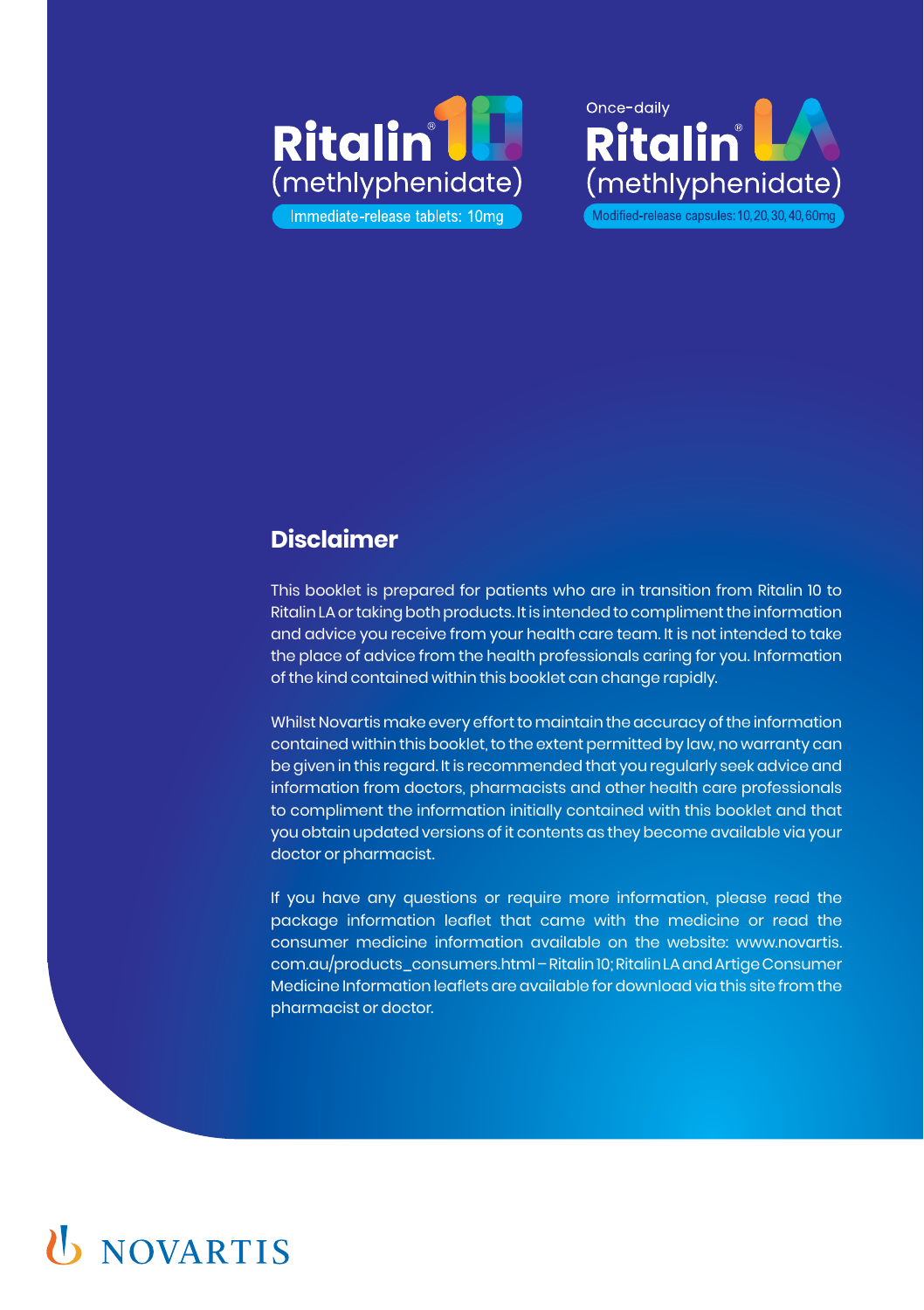Ritalin® 10
(methlyphenidate)
Immediate-release tablets: 10mg

Once-daily
Ritalin® LA
(methlyphenidate)
Modified-release capsules: 10, 20, 30, 40, 60mg

## Disclaimer

This booklet is prepared for patients who are in transition from Ritalin 10 to Ritalin LA or taking both products. It is intended to compliment the information and advice you receive from your health care team. It is not intended to take the place of advice from the health professionals caring for you. Information of the kind contained within this booklet can change rapidly.

Whilst Novartis make every effort to maintain the accuracy of the information contained within this booklet, to the extent permitted by law, no warranty can be given in this regard. It is recommended that you regularly seek advice and information from doctors, pharmacists and other health care professionals to compliment the information initially contained with this booklet and that you obtain updated versions of it contents as they become available via your doctor or pharmacist.

If you have any questions or require more information, please read the package information leaflet that came with the medicine or read the consumer medicine information available on the website: www.novartis.com.au/products_consumers.html – Ritalin 10; Ritalin LA and Artige Consumer Medicine Information leaflets are available for download via this site from the pharmacist or doctor.

NOVARTIS